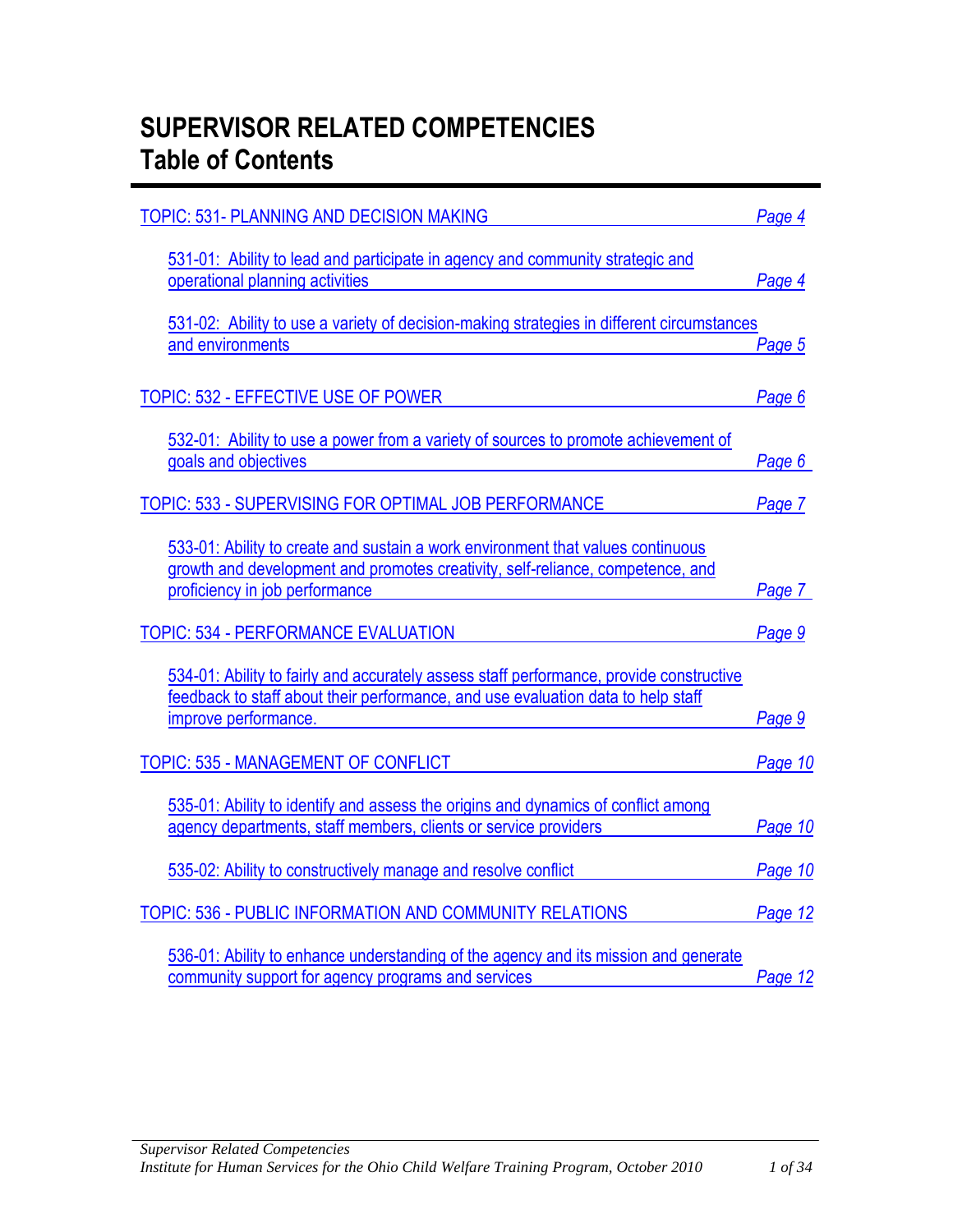# SUPERVISOR RELATED COMPETENCIES
## Table of Contents

TOPIC: 531- PLANNING AND DECISION MAKING *Page 4*

- 531-01: Ability to lead and participate in agency and community strategic and operational planning activities *Page 4*
- 531-02: Ability to use a variety of decision-making strategies in different circumstances and environments *Page 5*

TOPIC: 532 - EFFECTIVE USE OF POWER *Page 6*

- 532-01: Ability to use a power from a variety of sources to promote achievement of goals and objectives *Page 6*

TOPIC: 533 - SUPERVISING FOR OPTIMAL JOB PERFORMANCE *Page 7*

- 533-01: Ability to create and sustain a work environment that values continuous growth and development and promotes creativity, self-reliance, competence, and proficiency in job performance *Page 7*

TOPIC: 534 - PERFORMANCE EVALUATION *Page 9*

- 534-01: Ability to fairly and accurately assess staff performance, provide constructive feedback to staff about their performance, and use evaluation data to help staff improve performance. *Page 9*

TOPIC: 535 - MANAGEMENT OF CONFLICT *Page 10*

- 535-01: Ability to identify and assess the origins and dynamics of conflict among agency departments, staff members, clients or service providers *Page 10*
- 535-02: Ability to constructively manage and resolve conflict *Page 10*

TOPIC: 536 - PUBLIC INFORMATION AND COMMUNITY RELATIONS *Page 12*

- 536-01: Ability to enhance understanding of the agency and its mission and generate community support for agency programs and services *Page 12*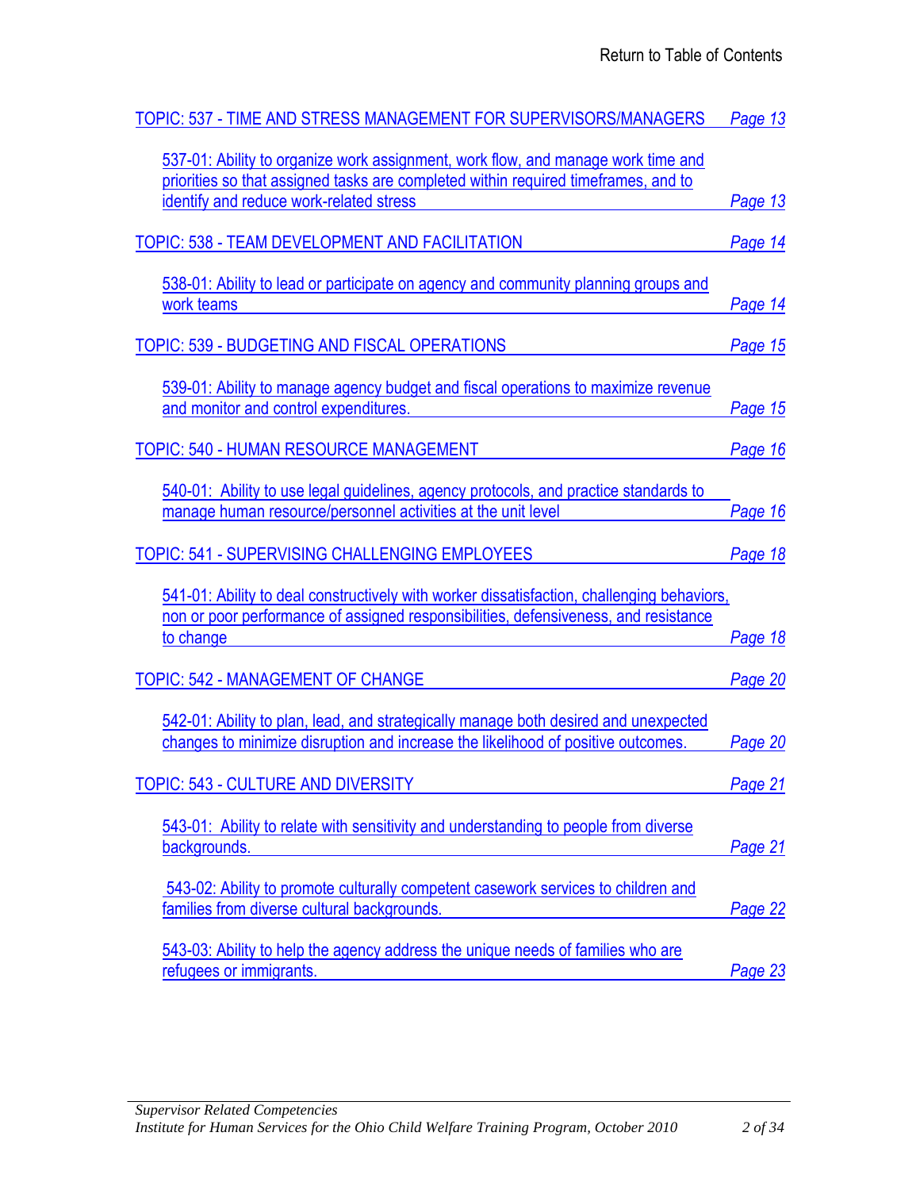Return to Table of Contents

TOPIC: 537 - TIME AND STRESS MANAGEMENT FOR SUPERVISORS/MANAGERS — *Page 13*

- 537-01: Ability to organize work assignment, work flow, and manage work time and priorities so that assigned tasks are completed within required timeframes, and to identify and reduce work-related stress — *Page 13*

TOPIC: 538 - TEAM DEVELOPMENT AND FACILITATION — *Page 14*

- 538-01: Ability to lead or participate on agency and community planning groups and work teams — *Page 14*

TOPIC: 539 - BUDGETING AND FISCAL OPERATIONS — *Page 15*

- 539-01: Ability to manage agency budget and fiscal operations to maximize revenue and monitor and control expenditures. — *Page 15*

TOPIC: 540 - HUMAN RESOURCE MANAGEMENT — *Page 16*

- 540-01: Ability to use legal guidelines, agency protocols, and practice standards to manage human resource/personnel activities at the unit level — *Page 16*

TOPIC: 541 - SUPERVISING CHALLENGING EMPLOYEES — *Page 18*

- 541-01: Ability to deal constructively with worker dissatisfaction, challenging behaviors, non or poor performance of assigned responsibilities, defensiveness, and resistance to change — *Page 18*

TOPIC: 542 - MANAGEMENT OF CHANGE — *Page 20*

- 542-01: Ability to plan, lead, and strategically manage both desired and unexpected changes to minimize disruption and increase the likelihood of positive outcomes. — *Page 20*

TOPIC: 543 - CULTURE AND DIVERSITY — *Page 21*

- 543-01: Ability to relate with sensitivity and understanding to people from diverse backgrounds. — *Page 21*
- 543-02: Ability to promote culturally competent casework services to children and families from diverse cultural backgrounds. — *Page 22*
- 543-03: Ability to help the agency address the unique needs of families who are refugees or immigrants. — *Page 23*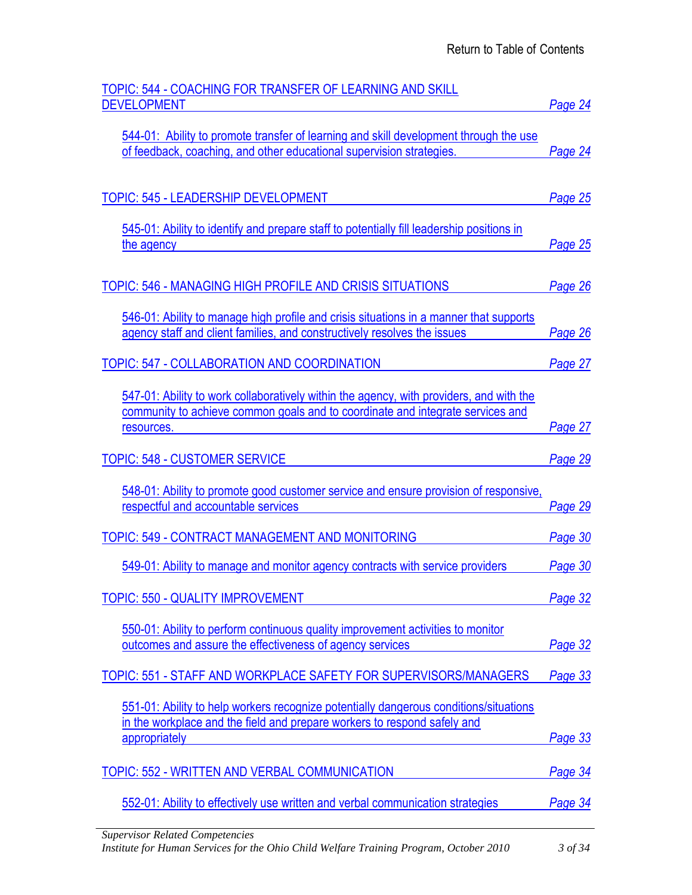Return to Table of Contents

TOPIC: 544 - COACHING FOR TRANSFER OF LEARNING AND SKILL DEVELOPMENT — *Page 24*

- 544-01: Ability to promote transfer of learning and skill development through the use of feedback, coaching, and other educational supervision strategies. — *Page 24*

TOPIC: 545 - LEADERSHIP DEVELOPMENT — *Page 25*

- 545-01: Ability to identify and prepare staff to potentially fill leadership positions in the agency — *Page 25*

TOPIC: 546 - MANAGING HIGH PROFILE AND CRISIS SITUATIONS — *Page 26*

- 546-01: Ability to manage high profile and crisis situations in a manner that supports agency staff and client families, and constructively resolves the issues — *Page 26*

TOPIC: 547 - COLLABORATION AND COORDINATION — *Page 27*

- 547-01: Ability to work collaboratively within the agency, with providers, and with the community to achieve common goals and to coordinate and integrate services and resources. — *Page 27*

TOPIC: 548 - CUSTOMER SERVICE — *Page 29*

- 548-01: Ability to promote good customer service and ensure provision of responsive, respectful and accountable services — *Page 29*

TOPIC: 549 - CONTRACT MANAGEMENT AND MONITORING — *Page 30*

- 549-01: Ability to manage and monitor agency contracts with service providers — *Page 30*

TOPIC: 550 - QUALITY IMPROVEMENT — *Page 32*

- 550-01: Ability to perform continuous quality improvement activities to monitor outcomes and assure the effectiveness of agency services — *Page 32*

TOPIC: 551 - STAFF AND WORKPLACE SAFETY FOR SUPERVISORS/MANAGERS — *Page 33*

- 551-01: Ability to help workers recognize potentially dangerous conditions/situations in the workplace and the field and prepare workers to respond safely and appropriately — *Page 33*

TOPIC: 552 - WRITTEN AND VERBAL COMMUNICATION — *Page 34*

- 552-01: Ability to effectively use written and verbal communication strategies — *Page 34*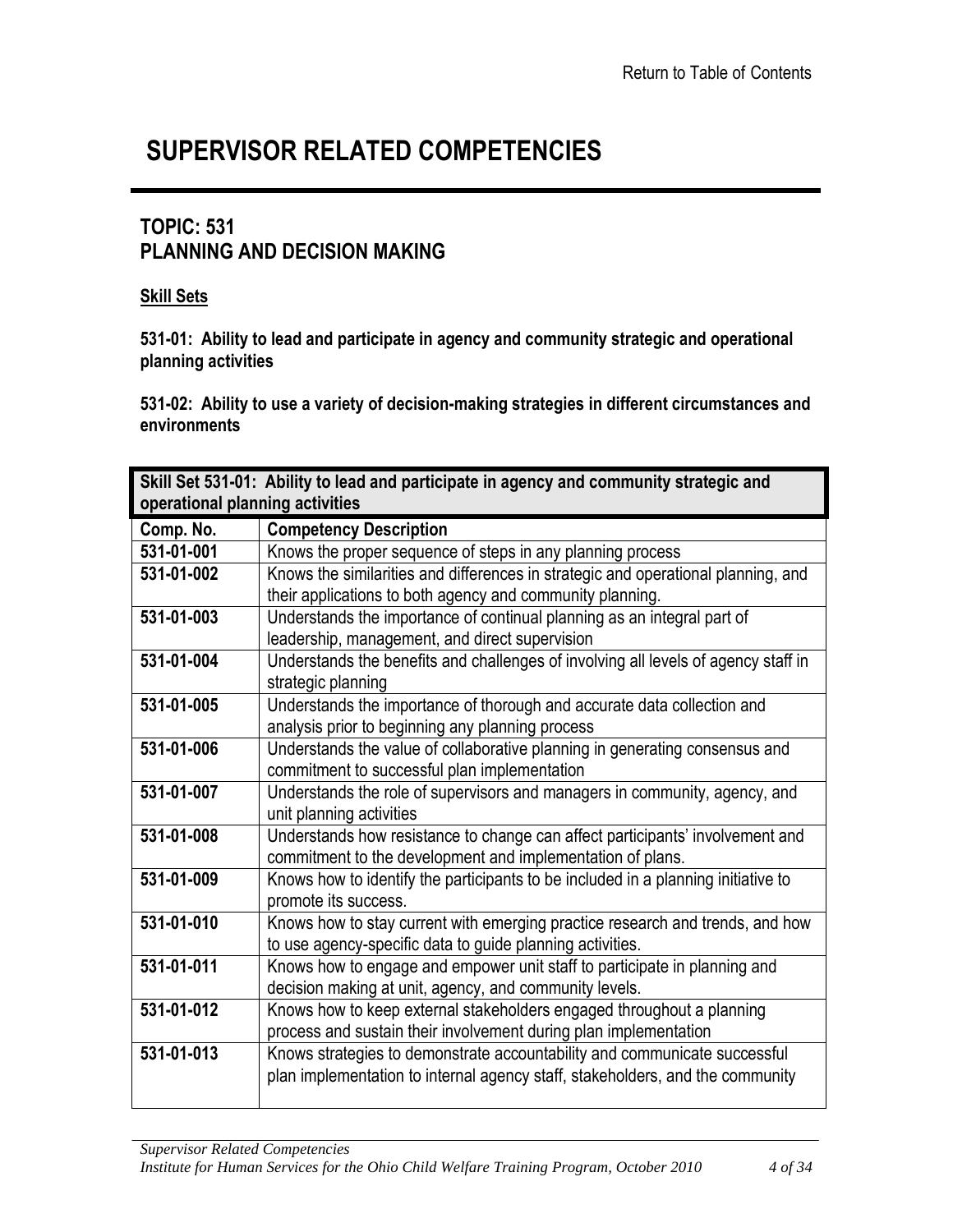Return to Table of Contents

# SUPERVISOR RELATED COMPETENCIES

## TOPIC: 531
## PLANNING AND DECISION MAKING

**Skill Sets**

**531-01: Ability to lead and participate in agency and community strategic and operational planning activities**

**531-02: Ability to use a variety of decision-making strategies in different circumstances and environments**

| **Skill Set 531-01: Ability to lead and participate in agency and community strategic and operational planning activities** | |
|---|---|
| **Comp. No.** | **Competency Description** |
| **531-01-001** | Knows the proper sequence of steps in any planning process |
| **531-01-002** | Knows the similarities and differences in strategic and operational planning, and their applications to both agency and community planning. |
| **531-01-003** | Understands the importance of continual planning as an integral part of leadership, management, and direct supervision |
| **531-01-004** | Understands the benefits and challenges of involving all levels of agency staff in strategic planning |
| **531-01-005** | Understands the importance of thorough and accurate data collection and analysis prior to beginning any planning process |
| **531-01-006** | Understands the value of collaborative planning in generating consensus and commitment to successful plan implementation |
| **531-01-007** | Understands the role of supervisors and managers in community, agency, and unit planning activities |
| **531-01-008** | Understands how resistance to change can affect participants' involvement and commitment to the development and implementation of plans. |
| **531-01-009** | Knows how to identify the participants to be included in a planning initiative to promote its success. |
| **531-01-010** | Knows how to stay current with emerging practice research and trends, and how to use agency-specific data to guide planning activities. |
| **531-01-011** | Knows how to engage and empower unit staff to participate in planning and decision making at unit, agency, and community levels. |
| **531-01-012** | Knows how to keep external stakeholders engaged throughout a planning process and sustain their involvement during plan implementation |
| **531-01-013** | Knows strategies to demonstrate accountability and communicate successful plan implementation to internal agency staff, stakeholders, and the community |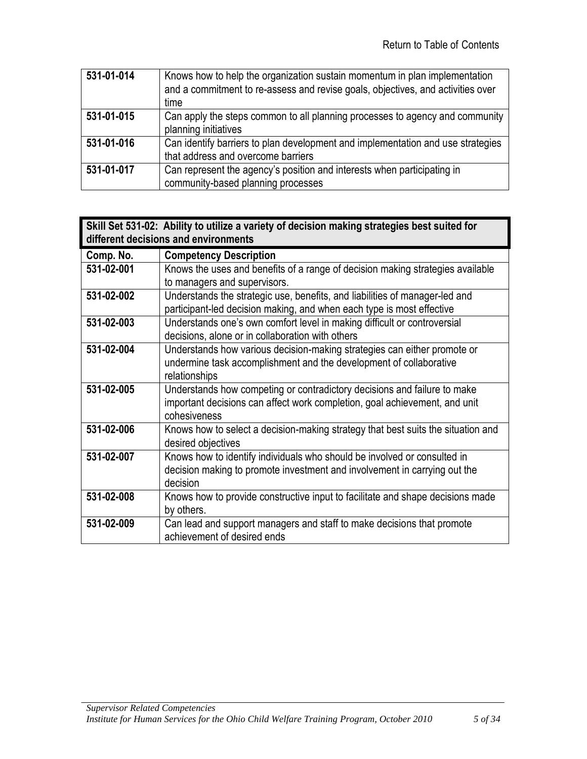| | |
|---|---|
| **531-01-014** | Knows how to help the organization sustain momentum in plan implementation and a commitment to re-assess and revise goals, objectives, and activities over time |
| **531-01-015** | Can apply the steps common to all planning processes to agency and community planning initiatives |
| **531-01-016** | Can identify barriers to plan development and implementation and use strategies that address and overcome barriers |
| **531-01-017** | Can represent the agency's position and interests when participating in community-based planning processes |

| **Skill Set 531-02: Ability to utilize a variety of decision making strategies best suited for different decisions and environments** | |
|---|---|
| **Comp. No.** | **Competency Description** |
| **531-02-001** | Knows the uses and benefits of a range of decision making strategies available to managers and supervisors. |
| **531-02-002** | Understands the strategic use, benefits, and liabilities of manager-led and participant-led decision making, and when each type is most effective |
| **531-02-003** | Understands one's own comfort level in making difficult or controversial decisions, alone or in collaboration with others |
| **531-02-004** | Understands how various decision-making strategies can either promote or undermine task accomplishment and the development of collaborative relationships |
| **531-02-005** | Understands how competing or contradictory decisions and failure to make important decisions can affect work completion, goal achievement, and unit cohesiveness |
| **531-02-006** | Knows how to select a decision-making strategy that best suits the situation and desired objectives |
| **531-02-007** | Knows how to identify individuals who should be involved or consulted in decision making to promote investment and involvement in carrying out the decision |
| **531-02-008** | Knows how to provide constructive input to facilitate and shape decisions made by others. |
| **531-02-009** | Can lead and support managers and staff to make decisions that promote achievement of desired ends |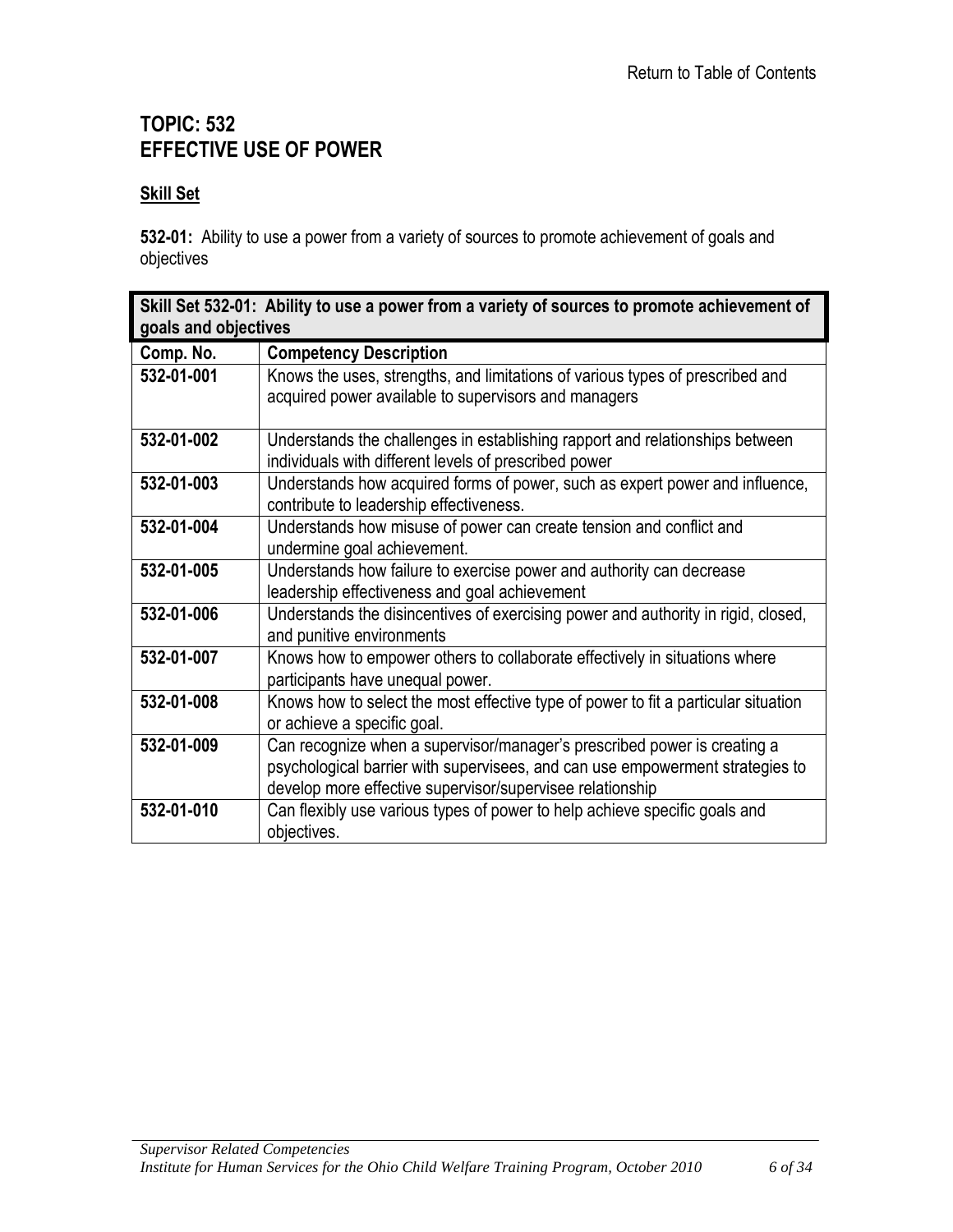Return to Table of Contents

# TOPIC: 532
# EFFECTIVE USE OF POWER

## Skill Set

**532-01:** Ability to use a power from a variety of sources to promote achievement of goals and objectives

| **Skill Set 532-01: Ability to use a power from a variety of sources to promote achievement of goals and objectives** | |
|---|---|
| **Comp. No.** | **Competency Description** |
| **532-01-001** | Knows the uses, strengths, and limitations of various types of prescribed and acquired power available to supervisors and managers |
| **532-01-002** | Understands the challenges in establishing rapport and relationships between individuals with different levels of prescribed power |
| **532-01-003** | Understands how acquired forms of power, such as expert power and influence, contribute to leadership effectiveness. |
| **532-01-004** | Understands how misuse of power can create tension and conflict and undermine goal achievement. |
| **532-01-005** | Understands how failure to exercise power and authority can decrease leadership effectiveness and goal achievement |
| **532-01-006** | Understands the disincentives of exercising power and authority in rigid, closed, and punitive environments |
| **532-01-007** | Knows how to empower others to collaborate effectively in situations where participants have unequal power. |
| **532-01-008** | Knows how to select the most effective type of power to fit a particular situation or achieve a specific goal. |
| **532-01-009** | Can recognize when a supervisor/manager's prescribed power is creating a psychological barrier with supervisees, and can use empowerment strategies to develop more effective supervisor/supervisee relationship |
| **532-01-010** | Can flexibly use various types of power to help achieve specific goals and objectives. |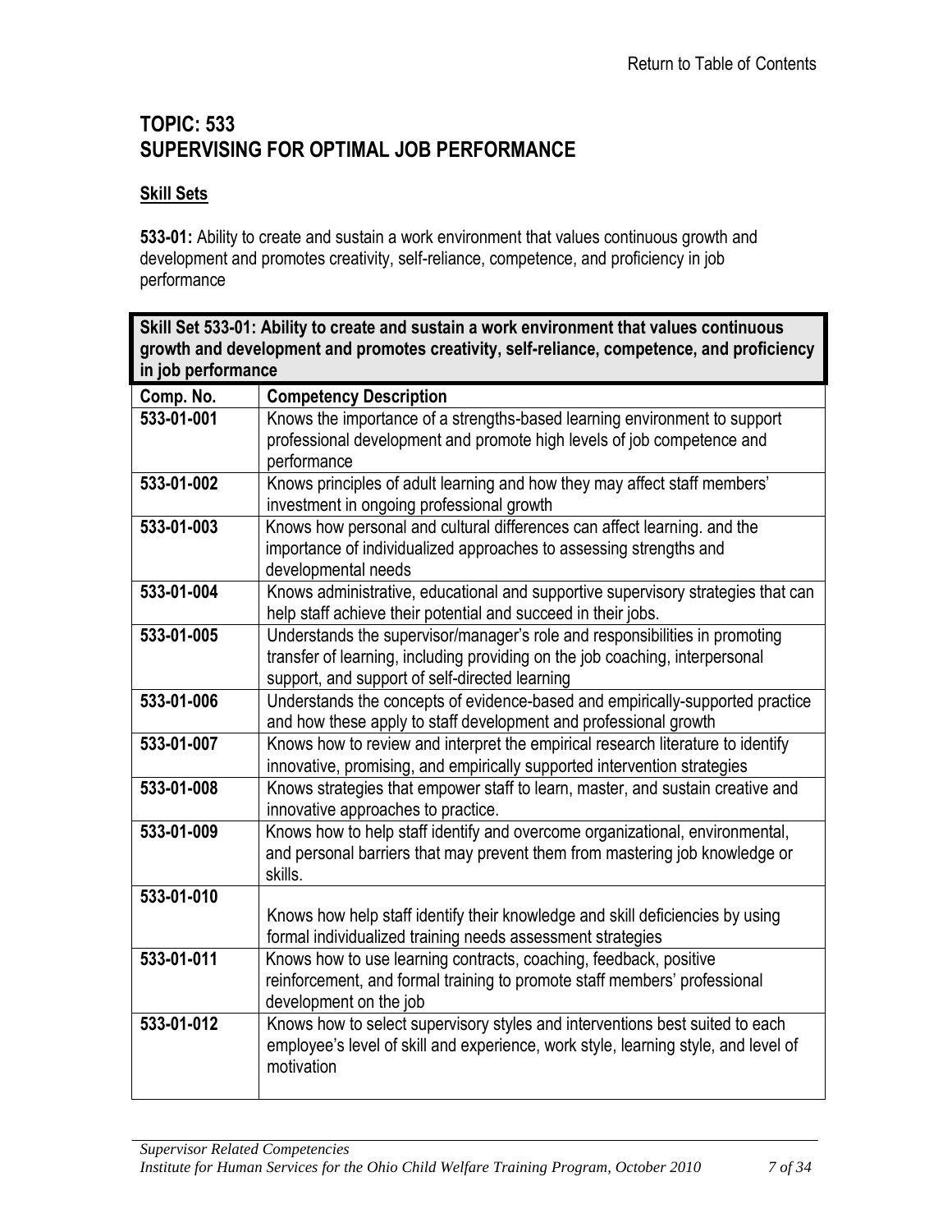Return to Table of Contents

## TOPIC: 533
## SUPERVISING FOR OPTIMAL JOB PERFORMANCE

### Skill Sets

**533-01:** Ability to create and sustain a work environment that values continuous growth and development and promotes creativity, self-reliance, competence, and proficiency in job performance

| **Skill Set 533-01: Ability to create and sustain a work environment that values continuous growth and development and promotes creativity, self-reliance, competence, and proficiency in job performance** | |
|---|---|
| **Comp. No.** | **Competency Description** |
| **533-01-001** | Knows the importance of a strengths-based learning environment to support professional development and promote high levels of job competence and performance |
| **533-01-002** | Knows principles of adult learning and how they may affect staff members' investment in ongoing professional growth |
| **533-01-003** | Knows how personal and cultural differences can affect learning. and the importance of individualized approaches to assessing strengths and developmental needs |
| **533-01-004** | Knows administrative, educational and supportive supervisory strategies that can help staff achieve their potential and succeed in their jobs. |
| **533-01-005** | Understands the supervisor/manager's role and responsibilities in promoting transfer of learning, including providing on the job coaching, interpersonal support, and support of self-directed learning |
| **533-01-006** | Understands the concepts of evidence-based and empirically-supported practice and how these apply to staff development and professional growth |
| **533-01-007** | Knows how to review and interpret the empirical research literature to identify innovative, promising, and empirically supported intervention strategies |
| **533-01-008** | Knows strategies that empower staff to learn, master, and sustain creative and innovative approaches to practice. |
| **533-01-009** | Knows how to help staff identify and overcome organizational, environmental, and personal barriers that may prevent them from mastering job knowledge or skills. |
| **533-01-010** | Knows how help staff identify their knowledge and skill deficiencies by using formal individualized training needs assessment strategies |
| **533-01-011** | Knows how to use learning contracts, coaching, feedback, positive reinforcement, and formal training to promote staff members' professional development on the job |
| **533-01-012** | Knows how to select supervisory styles and interventions best suited to each employee's level of skill and experience, work style, learning style, and level of motivation |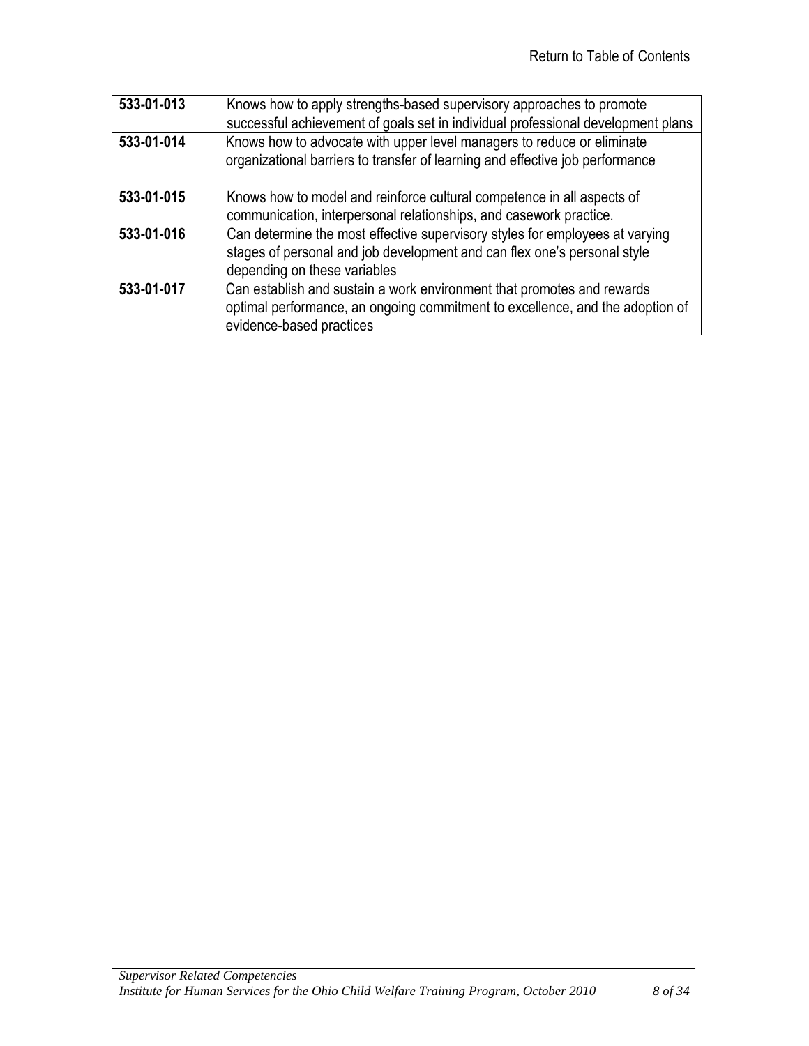Return to Table of Contents

| | |
|---|---|
| **533-01-013** | Knows how to apply strengths-based supervisory approaches to promote successful achievement of goals set in individual professional development plans |
| **533-01-014** | Knows how to advocate with upper level managers to reduce or eliminate organizational barriers to transfer of learning and effective job performance |
| **533-01-015** | Knows how to model and reinforce cultural competence in all aspects of communication, interpersonal relationships, and casework practice. |
| **533-01-016** | Can determine the most effective supervisory styles for employees at varying stages of personal and job development and can flex one's personal style depending on these variables |
| **533-01-017** | Can establish and sustain a work environment that promotes and rewards optimal performance, an ongoing commitment to excellence, and the adoption of evidence-based practices |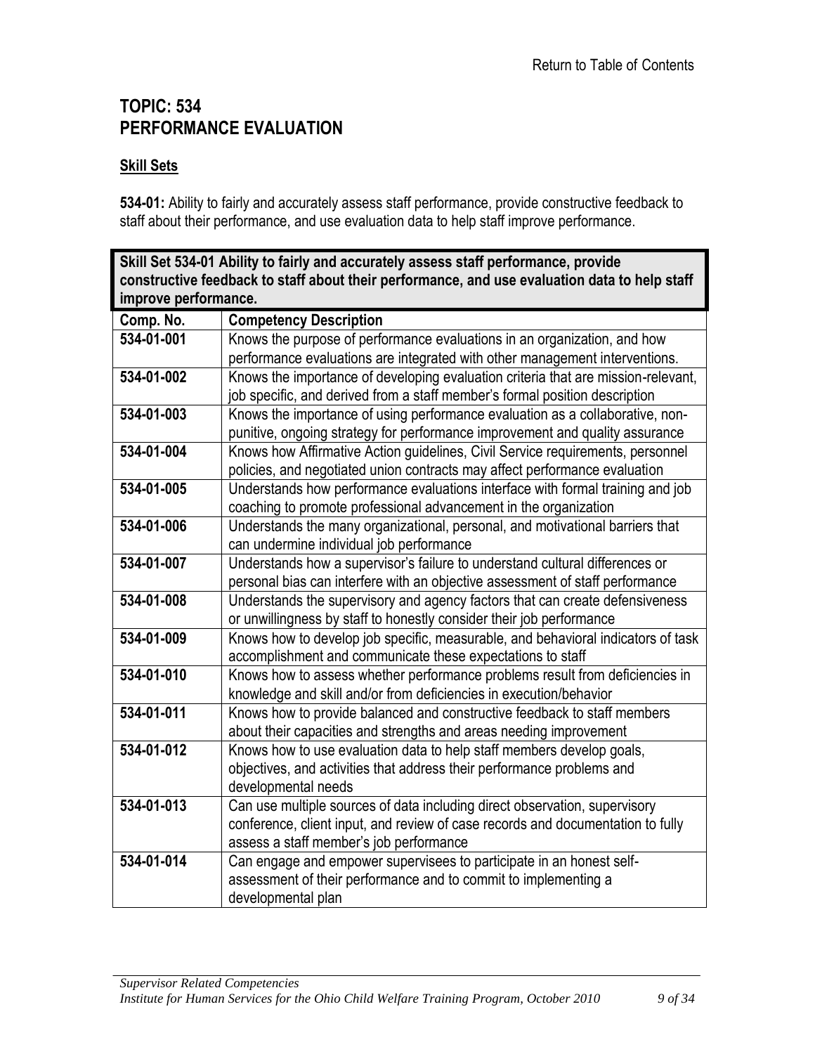Return to Table of Contents

# TOPIC: 534
# PERFORMANCE EVALUATION

## Skill Sets

**534-01:** Ability to fairly and accurately assess staff performance, provide constructive feedback to staff about their performance, and use evaluation data to help staff improve performance.

| **Skill Set 534-01 Ability to fairly and accurately assess staff performance, provide constructive feedback to staff about their performance, and use evaluation data to help staff improve performance.** | |
|---|---|
| **Comp. No.** | **Competency Description** |
| **534-01-001** | Knows the purpose of performance evaluations in an organization, and how performance evaluations are integrated with other management interventions. |
| **534-01-002** | Knows the importance of developing evaluation criteria that are mission-relevant, job specific, and derived from a staff member's formal position description |
| **534-01-003** | Knows the importance of using performance evaluation as a collaborative, non-punitive, ongoing strategy for performance improvement and quality assurance |
| **534-01-004** | Knows how Affirmative Action guidelines, Civil Service requirements, personnel policies, and negotiated union contracts may affect performance evaluation |
| **534-01-005** | Understands how performance evaluations interface with formal training and job coaching to promote professional advancement in the organization |
| **534-01-006** | Understands the many organizational, personal, and motivational barriers that can undermine individual job performance |
| **534-01-007** | Understands how a supervisor's failure to understand cultural differences or personal bias can interfere with an objective assessment of staff performance |
| **534-01-008** | Understands the supervisory and agency factors that can create defensiveness or unwillingness by staff to honestly consider their job performance |
| **534-01-009** | Knows how to develop job specific, measurable, and behavioral indicators of task accomplishment and communicate these expectations to staff |
| **534-01-010** | Knows how to assess whether performance problems result from deficiencies in knowledge and skill and/or from deficiencies in execution/behavior |
| **534-01-011** | Knows how to provide balanced and constructive feedback to staff members about their capacities and strengths and areas needing improvement |
| **534-01-012** | Knows how to use evaluation data to help staff members develop goals, objectives, and activities that address their performance problems and developmental needs |
| **534-01-013** | Can use multiple sources of data including direct observation, supervisory conference, client input, and review of case records and documentation to fully assess a staff member's job performance |
| **534-01-014** | Can engage and empower supervisees to participate in an honest self-assessment of their performance and to commit to implementing a developmental plan |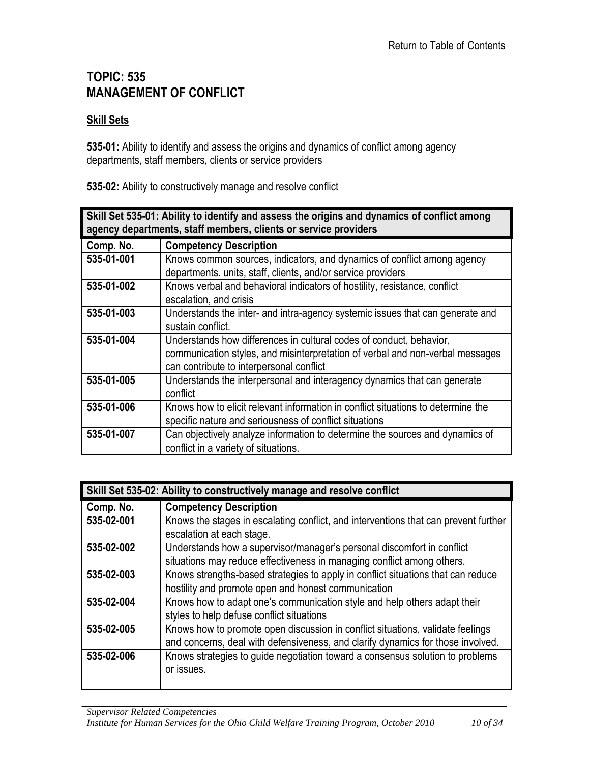Return to Table of Contents

# TOPIC: 535
# MANAGEMENT OF CONFLICT

## Skill Sets

**535-01:** Ability to identify and assess the origins and dynamics of conflict among agency departments, staff members, clients or service providers

**535-02:** Ability to constructively manage and resolve conflict

| **Skill Set 535-01: Ability to identify and assess the origins and dynamics of conflict among agency departments, staff members, clients or service providers** | |
|---|---|
| **Comp. No.** | **Competency Description** |
| **535-01-001** | Knows common sources, indicators, and dynamics of conflict among agency departments. units, staff, clients**,** and/or service providers |
| **535-01-002** | Knows verbal and behavioral indicators of hostility, resistance, conflict escalation, and crisis |
| **535-01-003** | Understands the inter- and intra-agency systemic issues that can generate and sustain conflict. |
| **535-01-004** | Understands how differences in cultural codes of conduct, behavior, communication styles, and misinterpretation of verbal and non-verbal messages can contribute to interpersonal conflict |
| **535-01-005** | Understands the interpersonal and interagency dynamics that can generate conflict |
| **535-01-006** | Knows how to elicit relevant information in conflict situations to determine the specific nature and seriousness of conflict situations |
| **535-01-007** | Can objectively analyze information to determine the sources and dynamics of conflict in a variety of situations. |

| **Skill Set 535-02: Ability to constructively manage and resolve conflict** | |
|---|---|
| **Comp. No.** | **Competency Description** |
| **535-02-001** | Knows the stages in escalating conflict, and interventions that can prevent further escalation at each stage. |
| **535-02-002** | Understands how a supervisor/manager's personal discomfort in conflict situations may reduce effectiveness in managing conflict among others. |
| **535-02-003** | Knows strengths-based strategies to apply in conflict situations that can reduce hostility and promote open and honest communication |
| **535-02-004** | Knows how to adapt one's communication style and help others adapt their styles to help defuse conflict situations |
| **535-02-005** | Knows how to promote open discussion in conflict situations, validate feelings and concerns, deal with defensiveness, and clarify dynamics for those involved. |
| **535-02-006** | Knows strategies to guide negotiation toward a consensus solution to problems or issues. |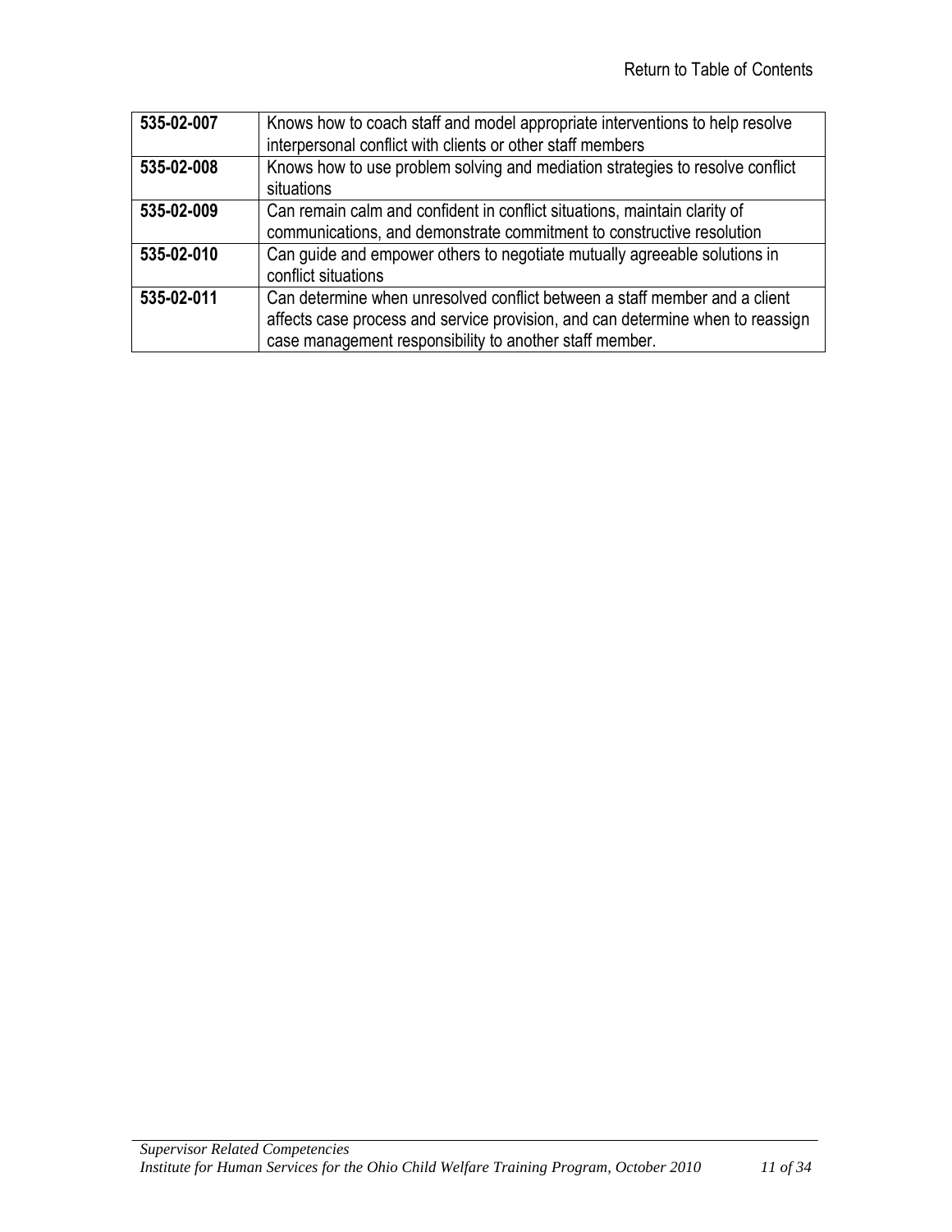Return to Table of Contents

| | |
|---|---|
| **535-02-007** | Knows how to coach staff and model appropriate interventions to help resolve interpersonal conflict with clients or other staff members |
| **535-02-008** | Knows how to use problem solving and mediation strategies to resolve conflict situations |
| **535-02-009** | Can remain calm and confident in conflict situations, maintain clarity of communications, and demonstrate commitment to constructive resolution |
| **535-02-010** | Can guide and empower others to negotiate mutually agreeable solutions in conflict situations |
| **535-02-011** | Can determine when unresolved conflict between a staff member and a client affects case process and service provision, and can determine when to reassign case management responsibility to another staff member. |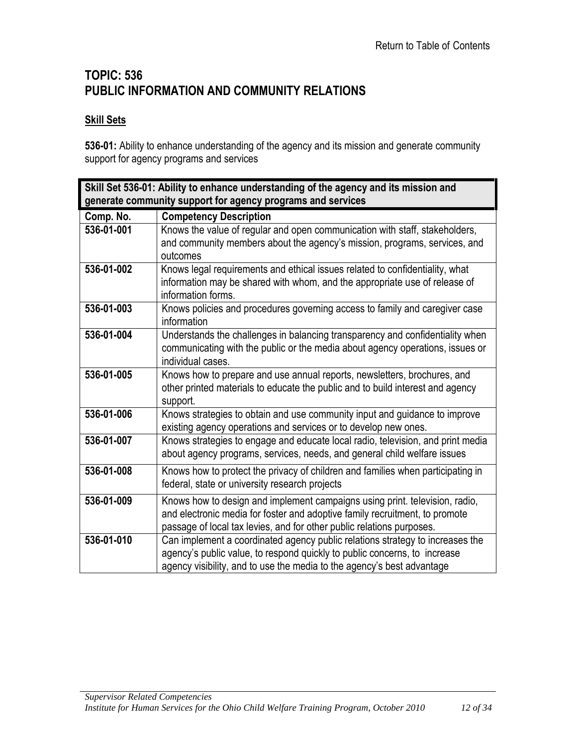Return to Table of Contents

# TOPIC: 536
# PUBLIC INFORMATION AND COMMUNITY RELATIONS

## Skill Sets

**536-01:** Ability to enhance understanding of the agency and its mission and generate community support for agency programs and services

| **Skill Set 536-01: Ability to enhance understanding of the agency and its mission and generate community support for agency programs and services** | |
|---|---|
| **Comp. No.** | **Competency Description** |
| **536-01-001** | Knows the value of regular and open communication with staff, stakeholders, and community members about the agency's mission, programs, services, and outcomes |
| **536-01-002** | Knows legal requirements and ethical issues related to confidentiality, what information may be shared with whom, and the appropriate use of release of information forms. |
| **536-01-003** | Knows policies and procedures governing access to family and caregiver case information |
| **536-01-004** | Understands the challenges in balancing transparency and confidentiality when communicating with the public or the media about agency operations, issues or individual cases. |
| **536-01-005** | Knows how to prepare and use annual reports, newsletters, brochures, and other printed materials to educate the public and to build interest and agency support. |
| **536-01-006** | Knows strategies to obtain and use community input and guidance to improve existing agency operations and services or to develop new ones. |
| **536-01-007** | Knows strategies to engage and educate local radio, television, and print media about agency programs, services, needs, and general child welfare issues |
| **536-01-008** | Knows how to protect the privacy of children and families when participating in federal, state or university research projects |
| **536-01-009** | Knows how to design and implement campaigns using print. television, radio, and electronic media for foster and adoptive family recruitment, to promote passage of local tax levies, and for other public relations purposes. |
| **536-01-010** | Can implement a coordinated agency public relations strategy to increases the agency's public value, to respond quickly to public concerns, to increase agency visibility, and to use the media to the agency's best advantage |

*Supervisor Related Competencies*
*Institute for Human Services for the Ohio Child Welfare Training Program, October 2010*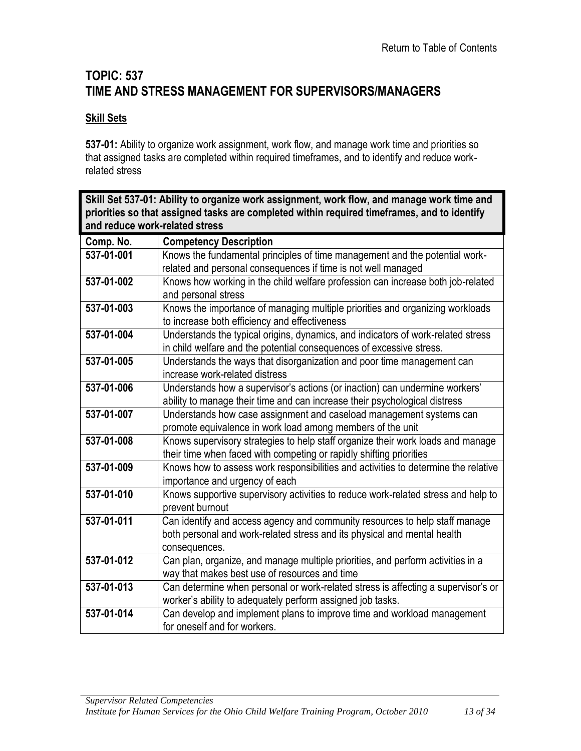Return to Table of Contents

# TOPIC: 537
# TIME AND STRESS MANAGEMENT FOR SUPERVISORS/MANAGERS

## Skill Sets

**537-01:** Ability to organize work assignment, work flow, and manage work time and priorities so that assigned tasks are completed within required timeframes, and to identify and reduce work-related stress

**Skill Set 537-01: Ability to organize work assignment, work flow, and manage work time and priorities so that assigned tasks are completed within required timeframes, and to identify and reduce work-related stress**

| Comp. No. | Competency Description |
|---|---|
| 537-01-001 | Knows the fundamental principles of time management and the potential work-related and personal consequences if time is not well managed |
| 537-01-002 | Knows how working in the child welfare profession can increase both job-related and personal stress |
| 537-01-003 | Knows the importance of managing multiple priorities and organizing workloads to increase both efficiency and effectiveness |
| 537-01-004 | Understands the typical origins, dynamics, and indicators of work-related stress in child welfare and the potential consequences of excessive stress. |
| 537-01-005 | Understands the ways that disorganization and poor time management can increase work-related distress |
| 537-01-006 | Understands how a supervisor's actions (or inaction) can undermine workers' ability to manage their time and can increase their psychological distress |
| 537-01-007 | Understands how case assignment and caseload management systems can promote equivalence in work load among members of the unit |
| 537-01-008 | Knows supervisory strategies to help staff organize their work loads and manage their time when faced with competing or rapidly shifting priorities |
| 537-01-009 | Knows how to assess work responsibilities and activities to determine the relative importance and urgency of each |
| 537-01-010 | Knows supportive supervisory activities to reduce work-related stress and help to prevent burnout |
| 537-01-011 | Can identify and access agency and community resources to help staff manage both personal and work-related stress and its physical and mental health consequences. |
| 537-01-012 | Can plan, organize, and manage multiple priorities, and perform activities in a way that makes best use of resources and time |
| 537-01-013 | Can determine when personal or work-related stress is affecting a supervisor's or worker's ability to adequately perform assigned job tasks. |
| 537-01-014 | Can develop and implement plans to improve time and workload management for oneself and for workers. |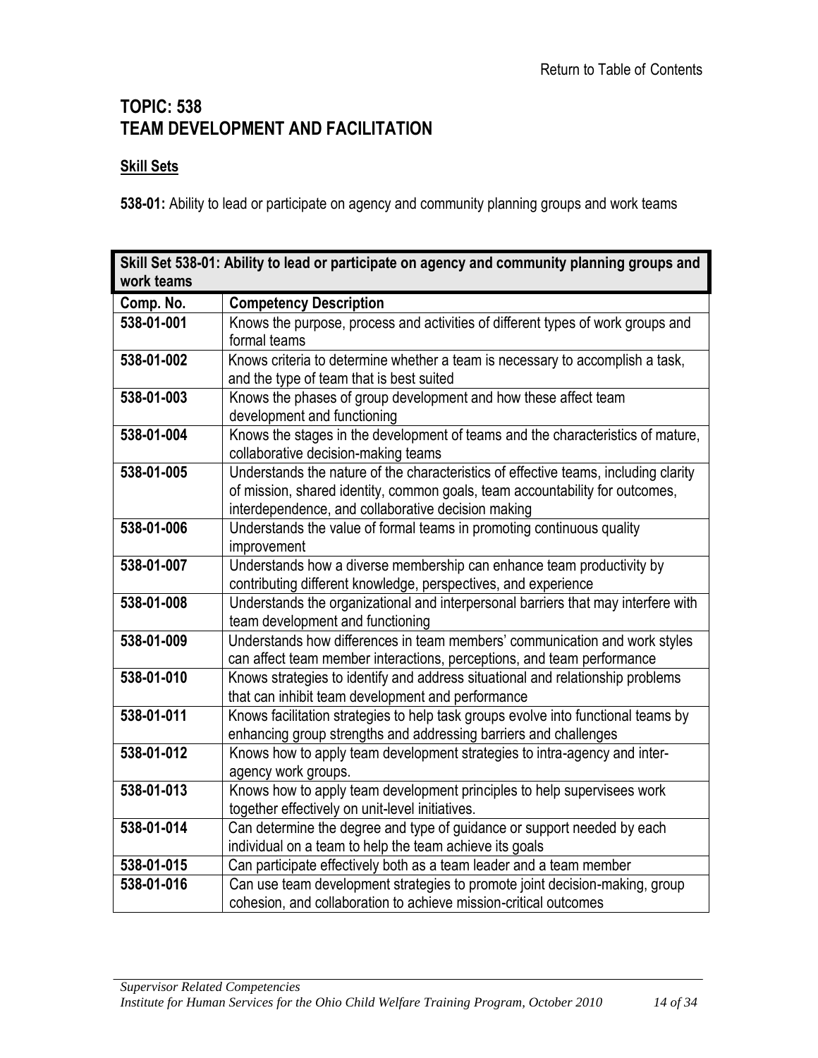# TOPIC: 538
# TEAM DEVELOPMENT AND FACILITATION

**Skill Sets**

**538-01:** Ability to lead or participate on agency and community planning groups and work teams

| **Skill Set 538-01: Ability to lead or participate on agency and community planning groups and work teams** | |
|---|---|
| **Comp. No.** | **Competency Description** |
| **538-01-001** | Knows the purpose, process and activities of different types of work groups and formal teams |
| **538-01-002** | Knows criteria to determine whether a team is necessary to accomplish a task, and the type of team that is best suited |
| **538-01-003** | Knows the phases of group development and how these affect team development and functioning |
| **538-01-004** | Knows the stages in the development of teams and the characteristics of mature, collaborative decision-making teams |
| **538-01-005** | Understands the nature of the characteristics of effective teams, including clarity of mission, shared identity, common goals, team accountability for outcomes, interdependence, and collaborative decision making |
| **538-01-006** | Understands the value of formal teams in promoting continuous quality improvement |
| **538-01-007** | Understands how a diverse membership can enhance team productivity by contributing different knowledge, perspectives, and experience |
| **538-01-008** | Understands the organizational and interpersonal barriers that may interfere with team development and functioning |
| **538-01-009** | Understands how differences in team members' communication and work styles can affect team member interactions, perceptions, and team performance |
| **538-01-010** | Knows strategies to identify and address situational and relationship problems that can inhibit team development and performance |
| **538-01-011** | Knows facilitation strategies to help task groups evolve into functional teams by enhancing group strengths and addressing barriers and challenges |
| **538-01-012** | Knows how to apply team development strategies to intra-agency and inter-agency work groups. |
| **538-01-013** | Knows how to apply team development principles to help supervisees work together effectively on unit-level initiatives. |
| **538-01-014** | Can determine the degree and type of guidance or support needed by each individual on a team to help the team achieve its goals |
| **538-01-015** | Can participate effectively both as a team leader and a team member |
| **538-01-016** | Can use team development strategies to promote joint decision-making, group cohesion, and collaboration to achieve mission-critical outcomes |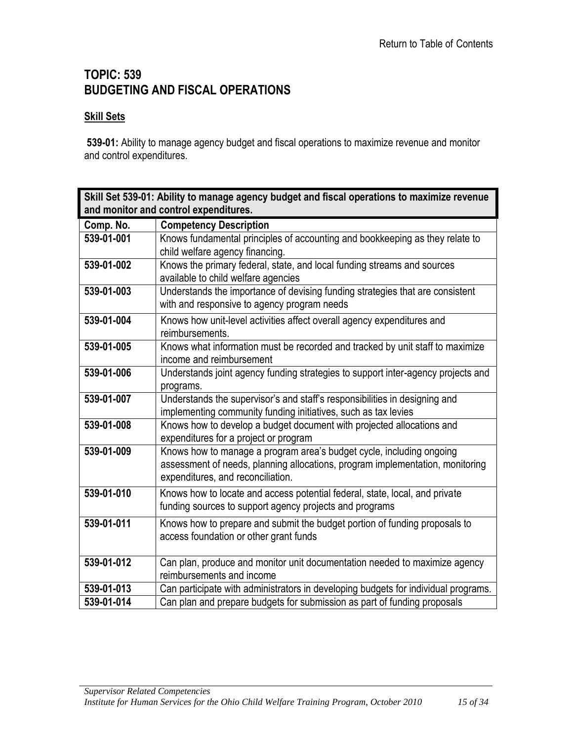Return to Table of Contents

# TOPIC: 539
# BUDGETING AND FISCAL OPERATIONS

## Skill Sets

**539-01:** Ability to manage agency budget and fiscal operations to maximize revenue and monitor and control expenditures.

| **Skill Set 539-01: Ability to manage agency budget and fiscal operations to maximize revenue and monitor and control expenditures.** | |
|---|---|
| **Comp. No.** | **Competency Description** |
| **539-01-001** | Knows fundamental principles of accounting and bookkeeping as they relate to child welfare agency financing. |
| **539-01-002** | Knows the primary federal, state, and local funding streams and sources available to child welfare agencies |
| **539-01-003** | Understands the importance of devising funding strategies that are consistent with and responsive to agency program needs |
| **539-01-004** | Knows how unit-level activities affect overall agency expenditures and reimbursements. |
| **539-01-005** | Knows what information must be recorded and tracked by unit staff to maximize income and reimbursement |
| **539-01-006** | Understands joint agency funding strategies to support inter-agency projects and programs. |
| **539-01-007** | Understands the supervisor's and staff's responsibilities in designing and implementing community funding initiatives, such as tax levies |
| **539-01-008** | Knows how to develop a budget document with projected allocations and expenditures for a project or program |
| **539-01-009** | Knows how to manage a program area's budget cycle, including ongoing assessment of needs, planning allocations, program implementation, monitoring expenditures, and reconciliation. |
| **539-01-010** | Knows how to locate and access potential federal, state, local, and private funding sources to support agency projects and programs |
| **539-01-011** | Knows how to prepare and submit the budget portion of funding proposals to access foundation or other grant funds |
| **539-01-012** | Can plan, produce and monitor unit documentation needed to maximize agency reimbursements and income |
| **539-01-013** | Can participate with administrators in developing budgets for individual programs. |
| **539-01-014** | Can plan and prepare budgets for submission as part of funding proposals |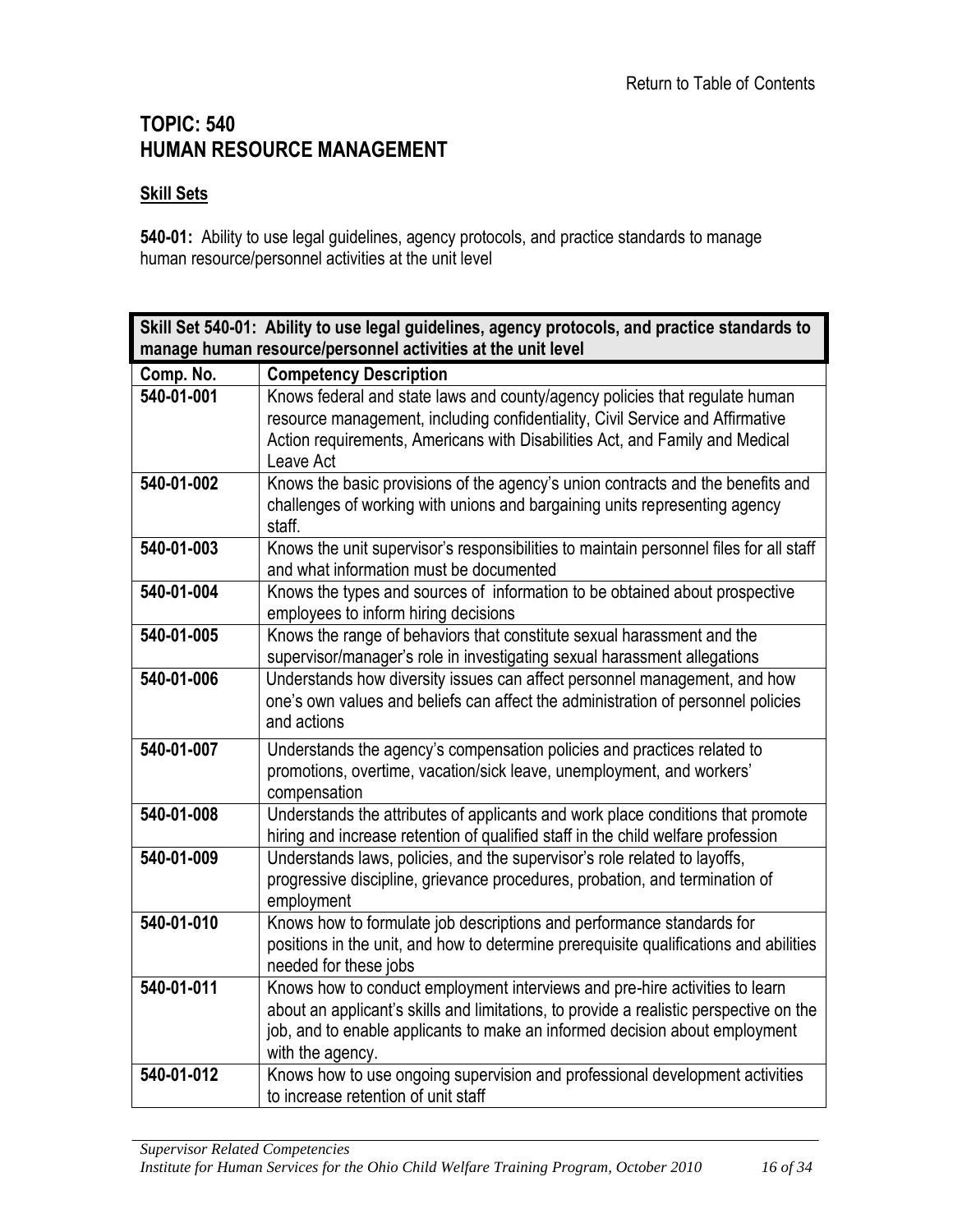Return to Table of Contents

# TOPIC: 540
# HUMAN RESOURCE MANAGEMENT

## Skill Sets

**540-01:** Ability to use legal guidelines, agency protocols, and practice standards to manage human resource/personnel activities at the unit level

| **Skill Set 540-01: Ability to use legal guidelines, agency protocols, and practice standards to manage human resource/personnel activities at the unit level** | |
|---|---|
| **Comp. No.** | **Competency Description** |
| **540-01-001** | Knows federal and state laws and county/agency policies that regulate human resource management, including confidentiality, Civil Service and Affirmative Action requirements, Americans with Disabilities Act, and Family and Medical Leave Act |
| **540-01-002** | Knows the basic provisions of the agency's union contracts and the benefits and challenges of working with unions and bargaining units representing agency staff. |
| **540-01-003** | Knows the unit supervisor's responsibilities to maintain personnel files for all staff and what information must be documented |
| **540-01-004** | Knows the types and sources of information to be obtained about prospective employees to inform hiring decisions |
| **540-01-005** | Knows the range of behaviors that constitute sexual harassment and the supervisor/manager's role in investigating sexual harassment allegations |
| **540-01-006** | Understands how diversity issues can affect personnel management, and how one's own values and beliefs can affect the administration of personnel policies and actions |
| **540-01-007** | Understands the agency's compensation policies and practices related to promotions, overtime, vacation/sick leave, unemployment, and workers' compensation |
| **540-01-008** | Understands the attributes of applicants and work place conditions that promote hiring and increase retention of qualified staff in the child welfare profession |
| **540-01-009** | Understands laws, policies, and the supervisor's role related to layoffs, progressive discipline, grievance procedures, probation, and termination of employment |
| **540-01-010** | Knows how to formulate job descriptions and performance standards for positions in the unit, and how to determine prerequisite qualifications and abilities needed for these jobs |
| **540-01-011** | Knows how to conduct employment interviews and pre-hire activities to learn about an applicant's skills and limitations, to provide a realistic perspective on the job, and to enable applicants to make an informed decision about employment with the agency. |
| **540-01-012** | Knows how to use ongoing supervision and professional development activities to increase retention of unit staff |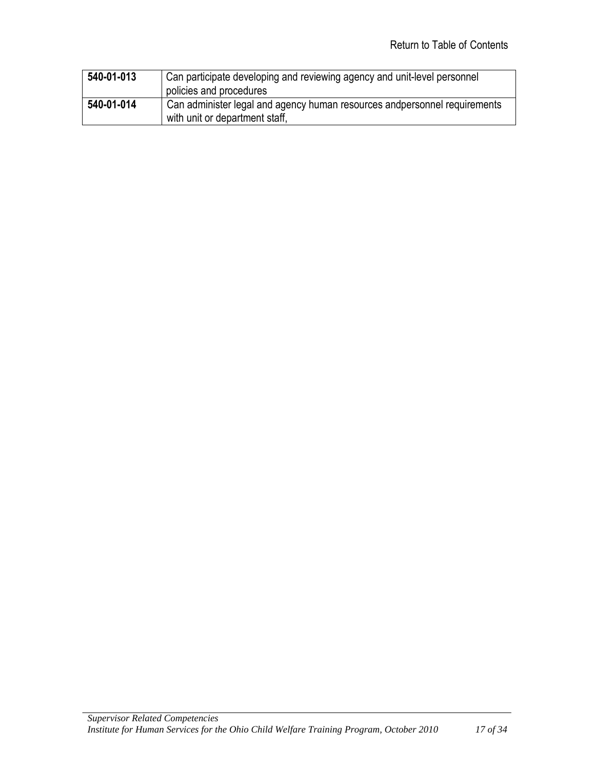Return to Table of Contents

| | |
|---|---|
| **540-01-013** | Can participate developing and reviewing agency and unit-level personnel policies and procedures |
| **540-01-014** | Can administer legal and agency human resources andpersonnel requirements with unit or department staff, |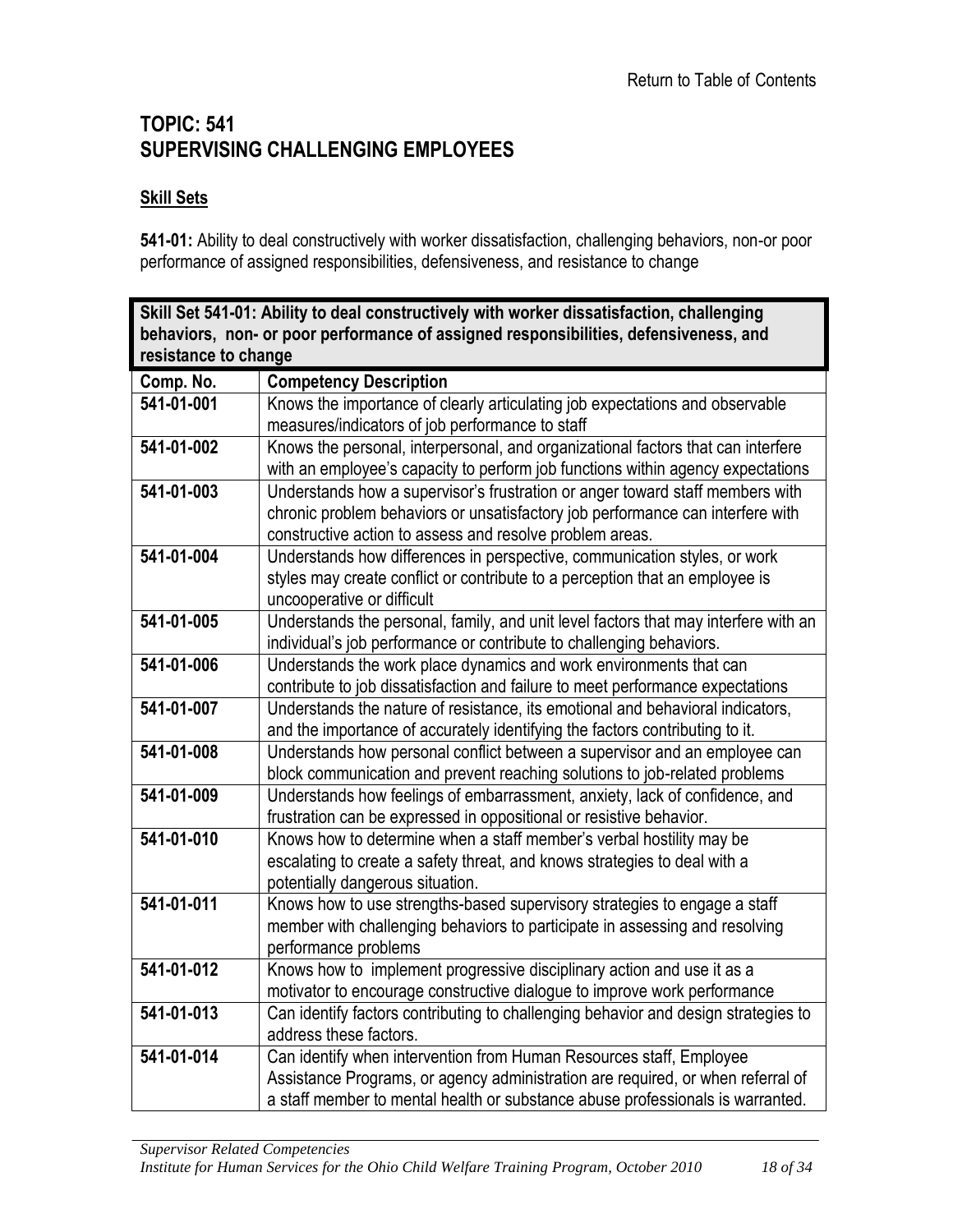Return to Table of Contents

# TOPIC: 541
# SUPERVISING CHALLENGING EMPLOYEES

## Skill Sets

**541-01:** Ability to deal constructively with worker dissatisfaction, challenging behaviors, non-or poor performance of assigned responsibilities, defensiveness, and resistance to change

| **Skill Set 541-01: Ability to deal constructively with worker dissatisfaction, challenging behaviors, non- or poor performance of assigned responsibilities, defensiveness, and resistance to change** | |
|---|---|
| **Comp. No.** | **Competency Description** |
| **541-01-001** | Knows the importance of clearly articulating job expectations and observable measures/indicators of job performance to staff |
| **541-01-002** | Knows the personal, interpersonal, and organizational factors that can interfere with an employee's capacity to perform job functions within agency expectations |
| **541-01-003** | Understands how a supervisor's frustration or anger toward staff members with chronic problem behaviors or unsatisfactory job performance can interfere with constructive action to assess and resolve problem areas. |
| **541-01-004** | Understands how differences in perspective, communication styles, or work styles may create conflict or contribute to a perception that an employee is uncooperative or difficult |
| **541-01-005** | Understands the personal, family, and unit level factors that may interfere with an individual's job performance or contribute to challenging behaviors. |
| **541-01-006** | Understands the work place dynamics and work environments that can contribute to job dissatisfaction and failure to meet performance expectations |
| **541-01-007** | Understands the nature of resistance, its emotional and behavioral indicators, and the importance of accurately identifying the factors contributing to it. |
| **541-01-008** | Understands how personal conflict between a supervisor and an employee can block communication and prevent reaching solutions to job-related problems |
| **541-01-009** | Understands how feelings of embarrassment, anxiety, lack of confidence, and frustration can be expressed in oppositional or resistive behavior. |
| **541-01-010** | Knows how to determine when a staff member's verbal hostility may be escalating to create a safety threat, and knows strategies to deal with a potentially dangerous situation. |
| **541-01-011** | Knows how to use strengths-based supervisory strategies to engage a staff member with challenging behaviors to participate in assessing and resolving performance problems |
| **541-01-012** | Knows how to implement progressive disciplinary action and use it as a motivator to encourage constructive dialogue to improve work performance |
| **541-01-013** | Can identify factors contributing to challenging behavior and design strategies to address these factors. |
| **541-01-014** | Can identify when intervention from Human Resources staff, Employee Assistance Programs, or agency administration are required, or when referral of a staff member to mental health or substance abuse professionals is warranted. |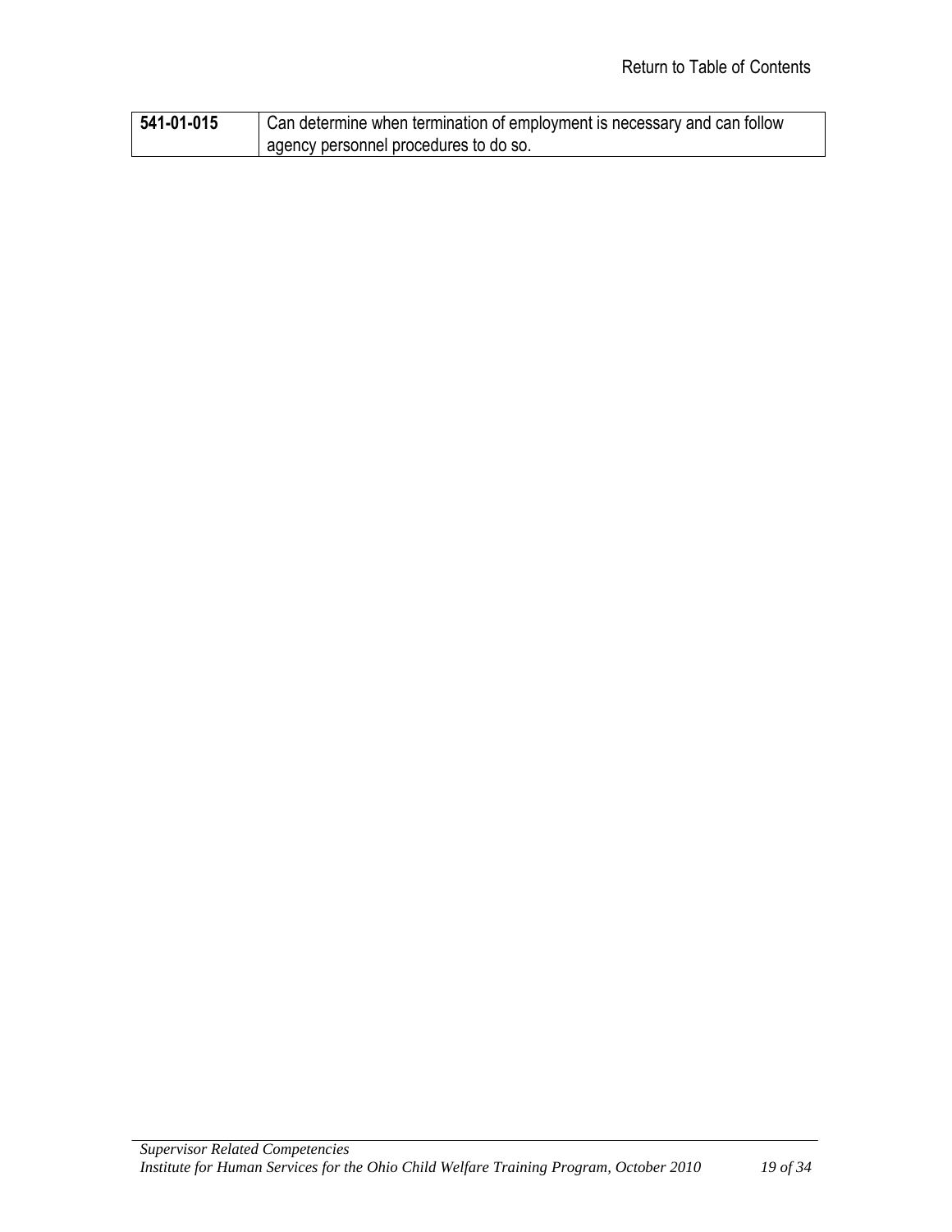Return to Table of Contents

| **541-01-015** | Can determine when termination of employment is necessary and can follow agency personnel procedures to do so. |
|---|---|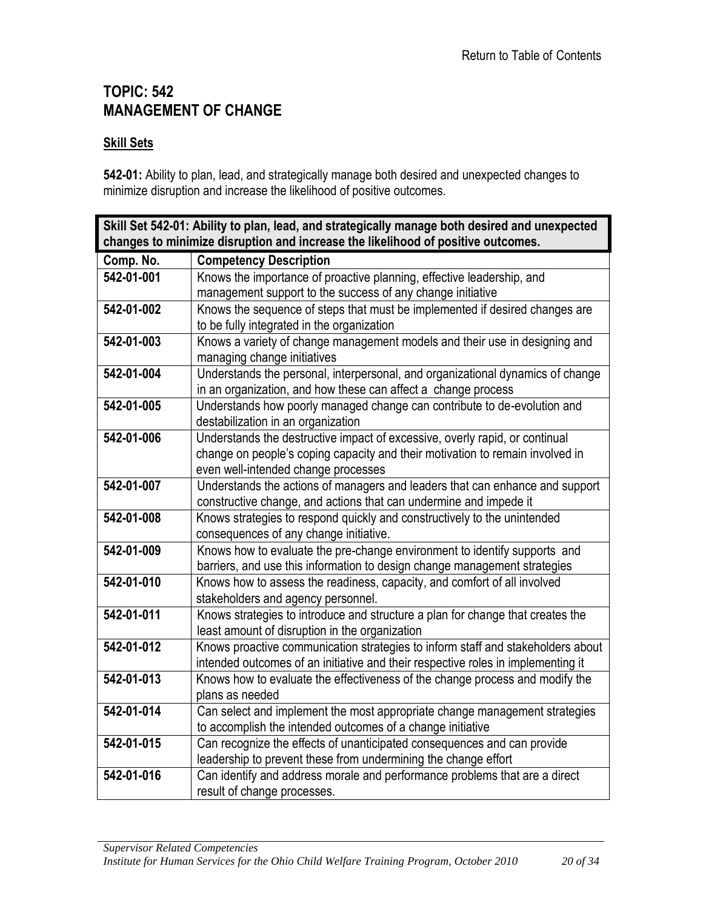# TOPIC: 542
# MANAGEMENT OF CHANGE

## Skill Sets

**542-01:** Ability to plan, lead, and strategically manage both desired and unexpected changes to minimize disruption and increase the likelihood of positive outcomes.

| **Skill Set 542-01: Ability to plan, lead, and strategically manage both desired and unexpected changes to minimize disruption and increase the likelihood of positive outcomes.** | |
|---|---|
| **Comp. No.** | **Competency Description** |
| **542-01-001** | Knows the importance of proactive planning, effective leadership, and management support to the success of any change initiative |
| **542-01-002** | Knows the sequence of steps that must be implemented if desired changes are to be fully integrated in the organization |
| **542-01-003** | Knows a variety of change management models and their use in designing and managing change initiatives |
| **542-01-004** | Understands the personal, interpersonal, and organizational dynamics of change in an organization, and how these can affect a change process |
| **542-01-005** | Understands how poorly managed change can contribute to de-evolution and destabilization in an organization |
| **542-01-006** | Understands the destructive impact of excessive, overly rapid, or continual change on people's coping capacity and their motivation to remain involved in even well-intended change processes |
| **542-01-007** | Understands the actions of managers and leaders that can enhance and support constructive change, and actions that can undermine and impede it |
| **542-01-008** | Knows strategies to respond quickly and constructively to the unintended consequences of any change initiative. |
| **542-01-009** | Knows how to evaluate the pre-change environment to identify supports and barriers, and use this information to design change management strategies |
| **542-01-010** | Knows how to assess the readiness, capacity, and comfort of all involved stakeholders and agency personnel. |
| **542-01-011** | Knows strategies to introduce and structure a plan for change that creates the least amount of disruption in the organization |
| **542-01-012** | Knows proactive communication strategies to inform staff and stakeholders about intended outcomes of an initiative and their respective roles in implementing it |
| **542-01-013** | Knows how to evaluate the effectiveness of the change process and modify the plans as needed |
| **542-01-014** | Can select and implement the most appropriate change management strategies to accomplish the intended outcomes of a change initiative |
| **542-01-015** | Can recognize the effects of unanticipated consequences and can provide leadership to prevent these from undermining the change effort |
| **542-01-016** | Can identify and address morale and performance problems that are a direct result of change processes. |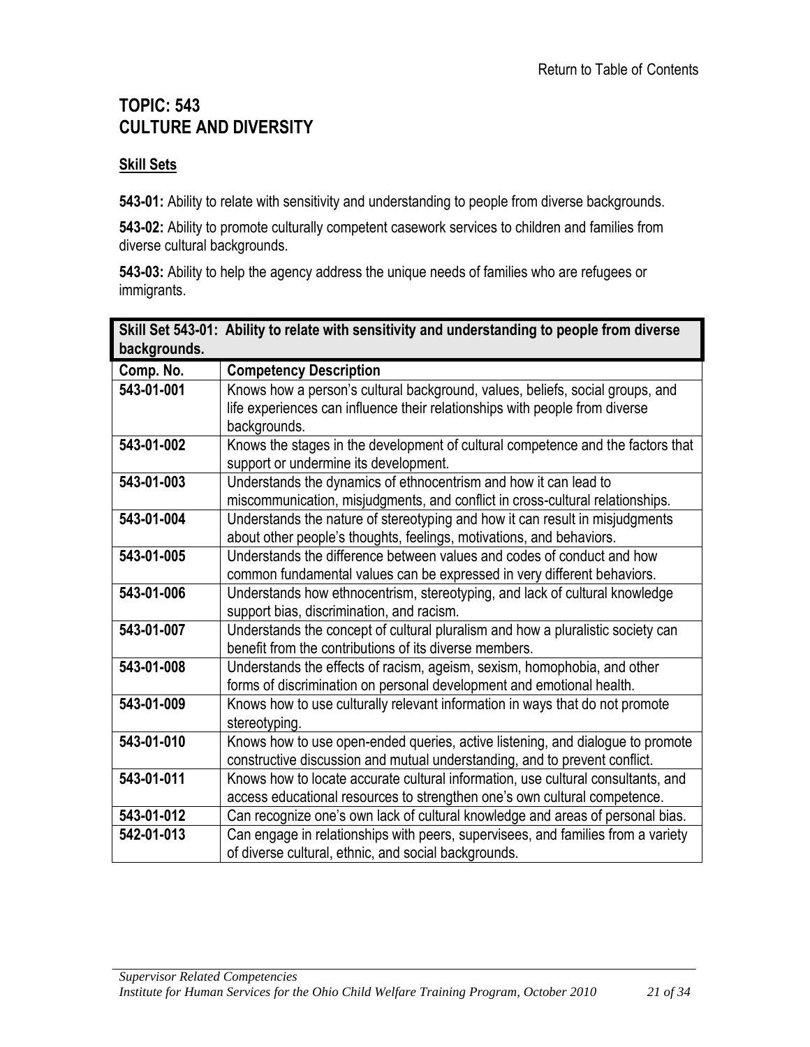Return to Table of Contents

# TOPIC: 543
# CULTURE AND DIVERSITY

## Skill Sets

**543-01:** Ability to relate with sensitivity and understanding to people from diverse backgrounds.

**543-02:** Ability to promote culturally competent casework services to children and families from diverse cultural backgrounds.

**543-03:** Ability to help the agency address the unique needs of families who are refugees or immigrants.

| **Skill Set 543-01: Ability to relate with sensitivity and understanding to people from diverse backgrounds.** | |
|---|---|
| **Comp. No.** | **Competency Description** |
| **543-01-001** | Knows how a person's cultural background, values, beliefs, social groups, and life experiences can influence their relationships with people from diverse backgrounds. |
| **543-01-002** | Knows the stages in the development of cultural competence and the factors that support or undermine its development. |
| **543-01-003** | Understands the dynamics of ethnocentrism and how it can lead to miscommunication, misjudgments, and conflict in cross-cultural relationships. |
| **543-01-004** | Understands the nature of stereotyping and how it can result in misjudgments about other people's thoughts, feelings, motivations, and behaviors. |
| **543-01-005** | Understands the difference between values and codes of conduct and how common fundamental values can be expressed in very different behaviors. |
| **543-01-006** | Understands how ethnocentrism, stereotyping, and lack of cultural knowledge support bias, discrimination, and racism. |
| **543-01-007** | Understands the concept of cultural pluralism and how a pluralistic society can benefit from the contributions of its diverse members. |
| **543-01-008** | Understands the effects of racism, ageism, sexism, homophobia, and other forms of discrimination on personal development and emotional health. |
| **543-01-009** | Knows how to use culturally relevant information in ways that do not promote stereotyping. |
| **543-01-010** | Knows how to use open-ended queries, active listening, and dialogue to promote constructive discussion and mutual understanding, and to prevent conflict. |
| **543-01-011** | Knows how to locate accurate cultural information, use cultural consultants, and access educational resources to strengthen one's own cultural competence. |
| **543-01-012** | Can recognize one's own lack of cultural knowledge and areas of personal bias. |
| **542-01-013** | Can engage in relationships with peers, supervisees, and families from a variety of diverse cultural, ethnic, and social backgrounds. |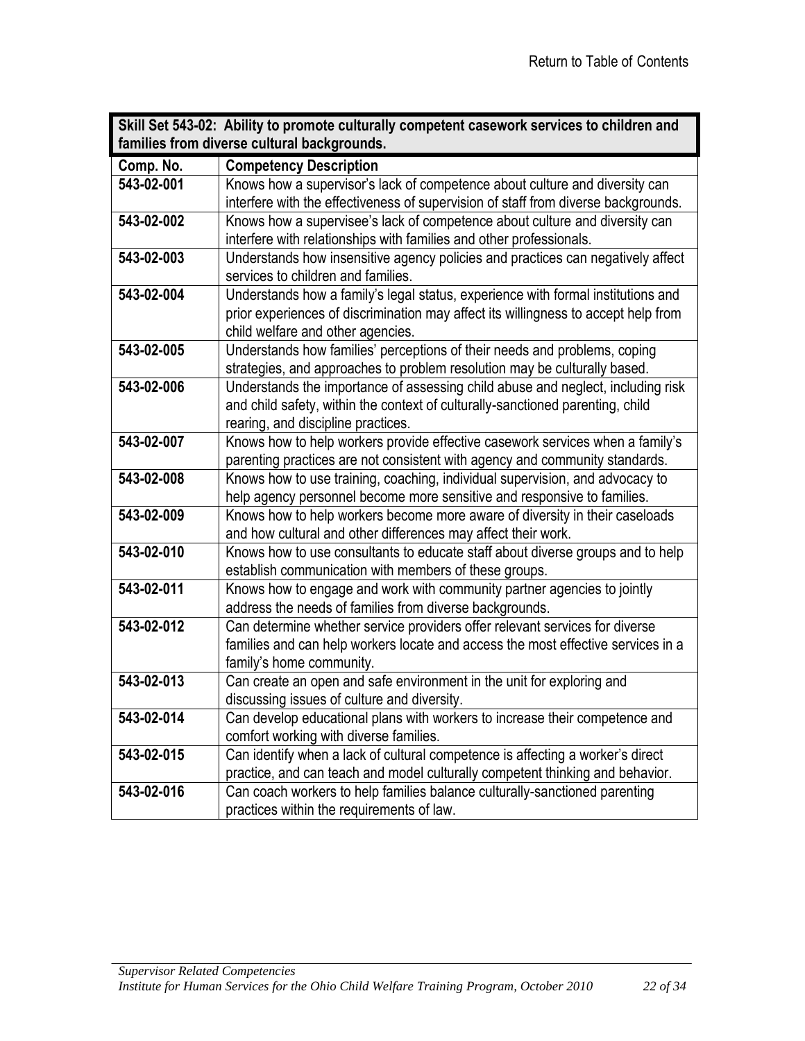| **Skill Set 543-02: Ability to promote culturally competent casework services to children and families from diverse cultural backgrounds.** | |
|---|---|
| **Comp. No.** | **Competency Description** |
| **543-02-001** | Knows how a supervisor's lack of competence about culture and diversity can interfere with the effectiveness of supervision of staff from diverse backgrounds. |
| **543-02-002** | Knows how a supervisee's lack of competence about culture and diversity can interfere with relationships with families and other professionals. |
| **543-02-003** | Understands how insensitive agency policies and practices can negatively affect services to children and families. |
| **543-02-004** | Understands how a family's legal status, experience with formal institutions and prior experiences of discrimination may affect its willingness to accept help from child welfare and other agencies. |
| **543-02-005** | Understands how families' perceptions of their needs and problems, coping strategies, and approaches to problem resolution may be culturally based. |
| **543-02-006** | Understands the importance of assessing child abuse and neglect, including risk and child safety, within the context of culturally-sanctioned parenting, child rearing, and discipline practices. |
| **543-02-007** | Knows how to help workers provide effective casework services when a family's parenting practices are not consistent with agency and community standards. |
| **543-02-008** | Knows how to use training, coaching, individual supervision, and advocacy to help agency personnel become more sensitive and responsive to families. |
| **543-02-009** | Knows how to help workers become more aware of diversity in their caseloads and how cultural and other differences may affect their work. |
| **543-02-010** | Knows how to use consultants to educate staff about diverse groups and to help establish communication with members of these groups. |
| **543-02-011** | Knows how to engage and work with community partner agencies to jointly address the needs of families from diverse backgrounds. |
| **543-02-012** | Can determine whether service providers offer relevant services for diverse families and can help workers locate and access the most effective services in a family's home community. |
| **543-02-013** | Can create an open and safe environment in the unit for exploring and discussing issues of culture and diversity. |
| **543-02-014** | Can develop educational plans with workers to increase their competence and comfort working with diverse families. |
| **543-02-015** | Can identify when a lack of cultural competence is affecting a worker's direct practice, and can teach and model culturally competent thinking and behavior. |
| **543-02-016** | Can coach workers to help families balance culturally-sanctioned parenting practices within the requirements of law. |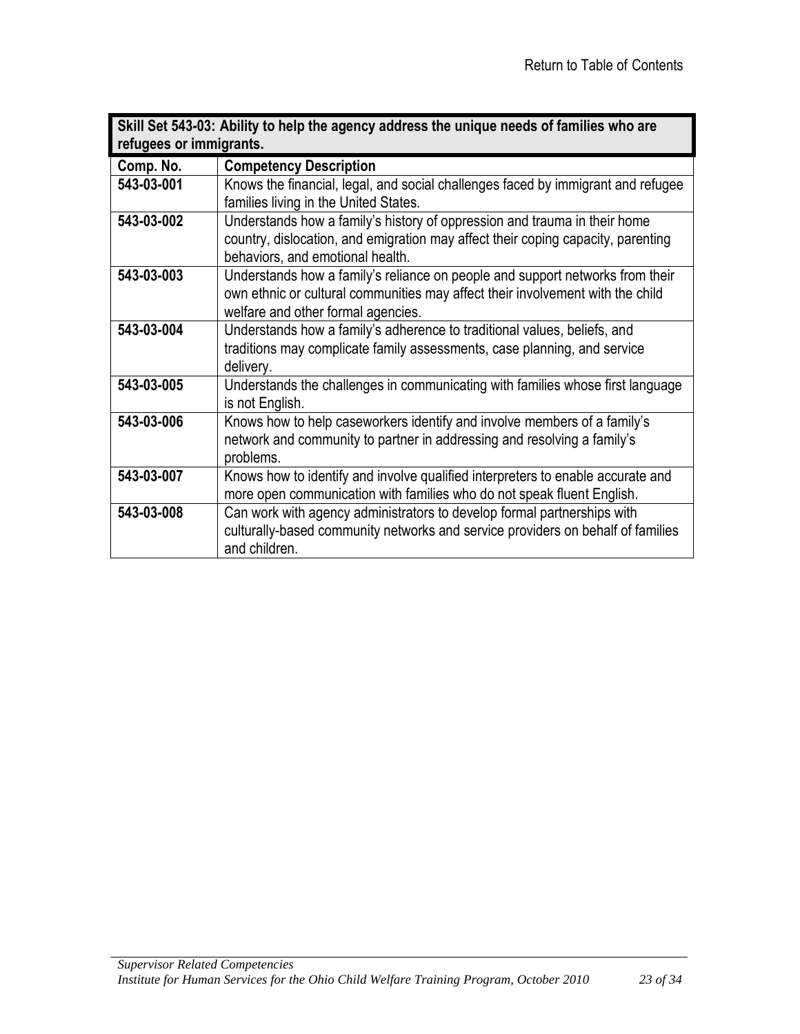| **Skill Set 543-03: Ability to help the agency address the unique needs of families who are refugees or immigrants.** | |
|---|---|
| **Comp. No.** | **Competency Description** |
| **543-03-001** | Knows the financial, legal, and social challenges faced by immigrant and refugee families living in the United States. |
| **543-03-002** | Understands how a family's history of oppression and trauma in their home country, dislocation, and emigration may affect their coping capacity, parenting behaviors, and emotional health. |
| **543-03-003** | Understands how a family's reliance on people and support networks from their own ethnic or cultural communities may affect their involvement with the child welfare and other formal agencies. |
| **543-03-004** | Understands how a family's adherence to traditional values, beliefs, and traditions may complicate family assessments, case planning, and service delivery. |
| **543-03-005** | Understands the challenges in communicating with families whose first language is not English. |
| **543-03-006** | Knows how to help caseworkers identify and involve members of a family's network and community to partner in addressing and resolving a family's problems. |
| **543-03-007** | Knows how to identify and involve qualified interpreters to enable accurate and more open communication with families who do not speak fluent English. |
| **543-03-008** | Can work with agency administrators to develop formal partnerships with culturally-based community networks and service providers on behalf of families and children. |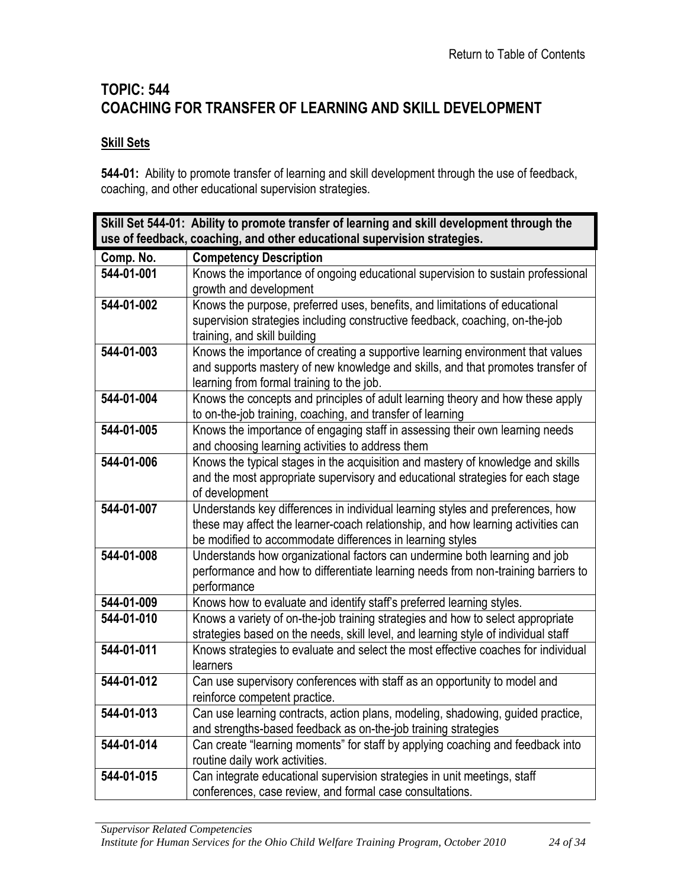## TOPIC: 544
## COACHING FOR TRANSFER OF LEARNING AND SKILL DEVELOPMENT

**Skill Sets**

**544-01:** Ability to promote transfer of learning and skill development through the use of feedback, coaching, and other educational supervision strategies.

| **Skill Set 544-01: Ability to promote transfer of learning and skill development through the use of feedback, coaching, and other educational supervision strategies.** | |
|---|---|
| **Comp. No.** | **Competency Description** |
| **544-01-001** | Knows the importance of ongoing educational supervision to sustain professional growth and development |
| **544-01-002** | Knows the purpose, preferred uses, benefits, and limitations of educational supervision strategies including constructive feedback, coaching, on-the-job training, and skill building |
| **544-01-003** | Knows the importance of creating a supportive learning environment that values and supports mastery of new knowledge and skills, and that promotes transfer of learning from formal training to the job. |
| **544-01-004** | Knows the concepts and principles of adult learning theory and how these apply to on-the-job training, coaching, and transfer of learning |
| **544-01-005** | Knows the importance of engaging staff in assessing their own learning needs and choosing learning activities to address them |
| **544-01-006** | Knows the typical stages in the acquisition and mastery of knowledge and skills and the most appropriate supervisory and educational strategies for each stage of development |
| **544-01-007** | Understands key differences in individual learning styles and preferences, how these may affect the learner-coach relationship, and how learning activities can be modified to accommodate differences in learning styles |
| **544-01-008** | Understands how organizational factors can undermine both learning and job performance and how to differentiate learning needs from non-training barriers to performance |
| **544-01-009** | Knows how to evaluate and identify staff's preferred learning styles. |
| **544-01-010** | Knows a variety of on-the-job training strategies and how to select appropriate strategies based on the needs, skill level, and learning style of individual staff |
| **544-01-011** | Knows strategies to evaluate and select the most effective coaches for individual learners |
| **544-01-012** | Can use supervisory conferences with staff as an opportunity to model and reinforce competent practice. |
| **544-01-013** | Can use learning contracts, action plans, modeling, shadowing, guided practice, and strengths-based feedback as on-the-job training strategies |
| **544-01-014** | Can create "learning moments" for staff by applying coaching and feedback into routine daily work activities. |
| **544-01-015** | Can integrate educational supervision strategies in unit meetings, staff conferences, case review, and formal case consultations. |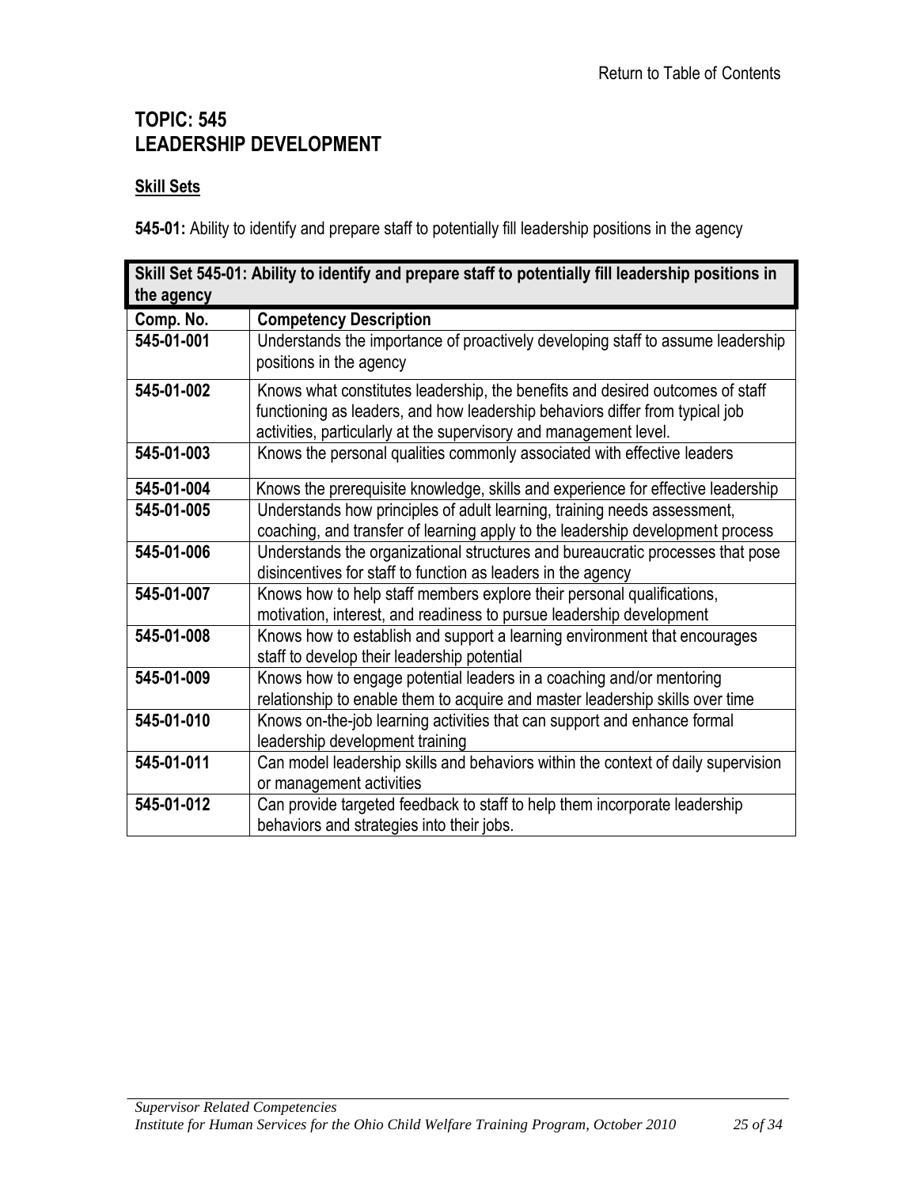# TOPIC: 545
# LEADERSHIP DEVELOPMENT

**Skill Sets**

**545-01:** Ability to identify and prepare staff to potentially fill leadership positions in the agency

| **Skill Set 545-01: Ability to identify and prepare staff to potentially fill leadership positions in the agency** | |
|---|---|
| **Comp. No.** | **Competency Description** |
| **545-01-001** | Understands the importance of proactively developing staff to assume leadership positions in the agency |
| **545-01-002** | Knows what constitutes leadership, the benefits and desired outcomes of staff functioning as leaders, and how leadership behaviors differ from typical job activities, particularly at the supervisory and management level. |
| **545-01-003** | Knows the personal qualities commonly associated with effective leaders |
| **545-01-004** | Knows the prerequisite knowledge, skills and experience for effective leadership |
| **545-01-005** | Understands how principles of adult learning, training needs assessment, coaching, and transfer of learning apply to the leadership development process |
| **545-01-006** | Understands the organizational structures and bureaucratic processes that pose disincentives for staff to function as leaders in the agency |
| **545-01-007** | Knows how to help staff members explore their personal qualifications, motivation, interest, and readiness to pursue leadership development |
| **545-01-008** | Knows how to establish and support a learning environment that encourages staff to develop their leadership potential |
| **545-01-009** | Knows how to engage potential leaders in a coaching and/or mentoring relationship to enable them to acquire and master leadership skills over time |
| **545-01-010** | Knows on-the-job learning activities that can support and enhance formal leadership development training |
| **545-01-011** | Can model leadership skills and behaviors within the context of daily supervision or management activities |
| **545-01-012** | Can provide targeted feedback to staff to help them incorporate leadership behaviors and strategies into their jobs. |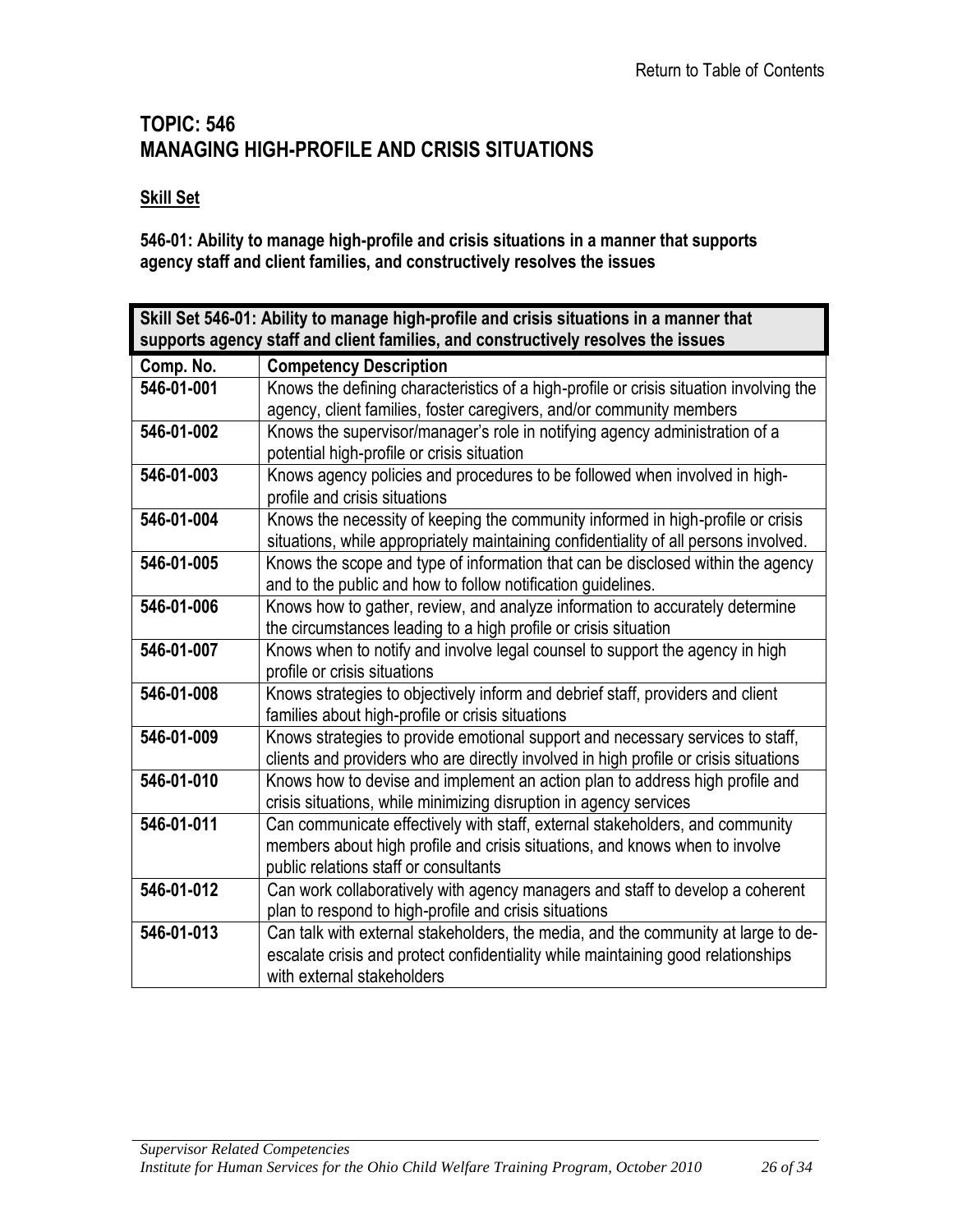Return to Table of Contents

# TOPIC: 546
# MANAGING HIGH-PROFILE AND CRISIS SITUATIONS

## Skill Set

**546-01: Ability to manage high-profile and crisis situations in a manner that supports agency staff and client families, and constructively resolves the issues**

| **Skill Set 546-01: Ability to manage high-profile and crisis situations in a manner that supports agency staff and client families, and constructively resolves the issues** | |
|---|---|
| **Comp. No.** | **Competency Description** |
| **546-01-001** | Knows the defining characteristics of a high-profile or crisis situation involving the agency, client families, foster caregivers, and/or community members |
| **546-01-002** | Knows the supervisor/manager's role in notifying agency administration of a potential high-profile or crisis situation |
| **546-01-003** | Knows agency policies and procedures to be followed when involved in high-profile and crisis situations |
| **546-01-004** | Knows the necessity of keeping the community informed in high-profile or crisis situations, while appropriately maintaining confidentiality of all persons involved. |
| **546-01-005** | Knows the scope and type of information that can be disclosed within the agency and to the public and how to follow notification guidelines. |
| **546-01-006** | Knows how to gather, review, and analyze information to accurately determine the circumstances leading to a high profile or crisis situation |
| **546-01-007** | Knows when to notify and involve legal counsel to support the agency in high profile or crisis situations |
| **546-01-008** | Knows strategies to objectively inform and debrief staff, providers and client families about high-profile or crisis situations |
| **546-01-009** | Knows strategies to provide emotional support and necessary services to staff, clients and providers who are directly involved in high profile or crisis situations |
| **546-01-010** | Knows how to devise and implement an action plan to address high profile and crisis situations, while minimizing disruption in agency services |
| **546-01-011** | Can communicate effectively with staff, external stakeholders, and community members about high profile and crisis situations, and knows when to involve public relations staff or consultants |
| **546-01-012** | Can work collaboratively with agency managers and staff to develop a coherent plan to respond to high-profile and crisis situations |
| **546-01-013** | Can talk with external stakeholders, the media, and the community at large to de-escalate crisis and protect confidentiality while maintaining good relationships with external stakeholders |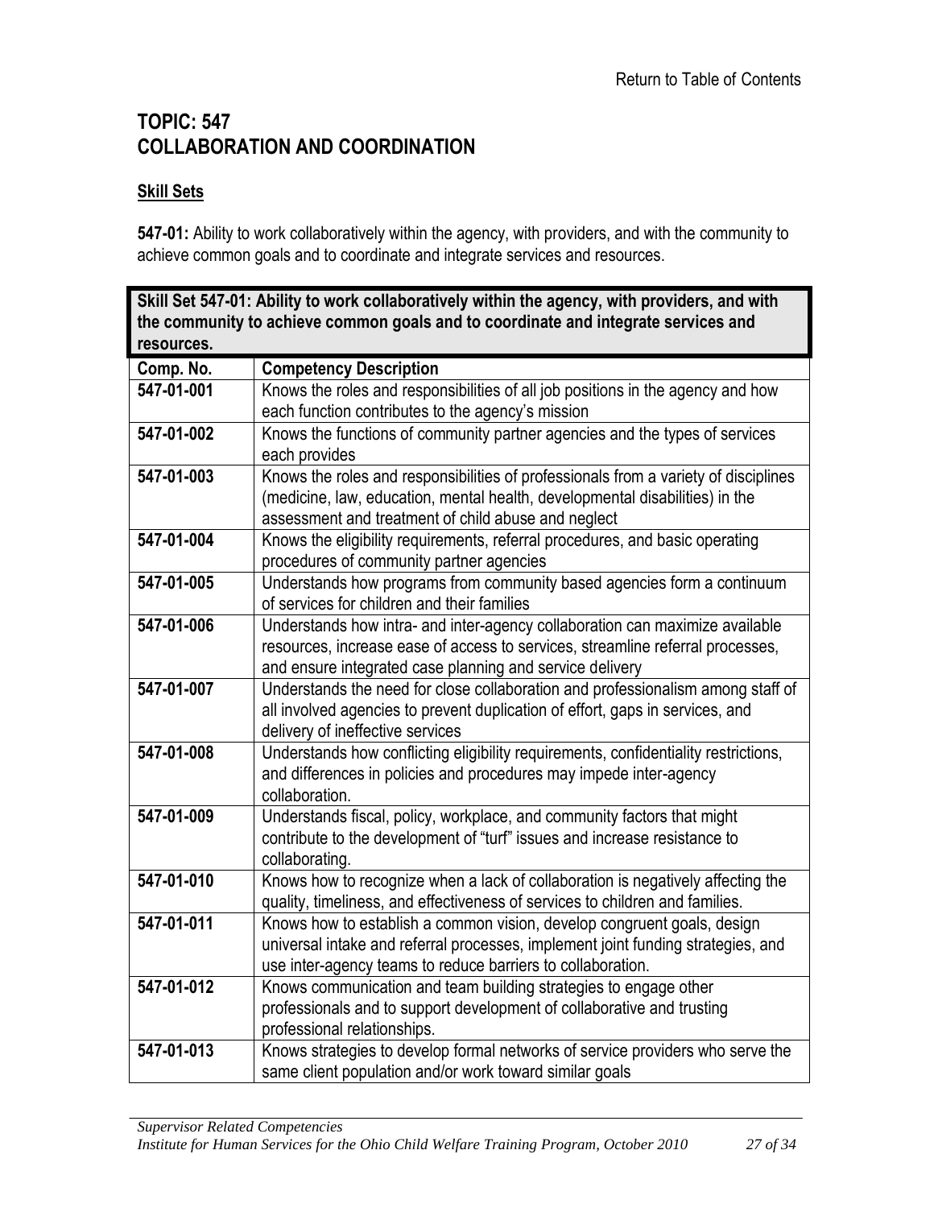Return to Table of Contents

# TOPIC: 547
# COLLABORATION AND COORDINATION

## Skill Sets

**547-01:** Ability to work collaboratively within the agency, with providers, and with the community to achieve common goals and to coordinate and integrate services and resources.

| Skill Set 547-01: Ability to work collaboratively within the agency, with providers, and with the community to achieve common goals and to coordinate and integrate services and resources. | |
|---|---|
| **Comp. No.** | **Competency Description** |
| **547-01-001** | Knows the roles and responsibilities of all job positions in the agency and how each function contributes to the agency's mission |
| **547-01-002** | Knows the functions of community partner agencies and the types of services each provides |
| **547-01-003** | Knows the roles and responsibilities of professionals from a variety of disciplines (medicine, law, education, mental health, developmental disabilities) in the assessment and treatment of child abuse and neglect |
| **547-01-004** | Knows the eligibility requirements, referral procedures, and basic operating procedures of community partner agencies |
| **547-01-005** | Understands how programs from community based agencies form a continuum of services for children and their families |
| **547-01-006** | Understands how intra- and inter-agency collaboration can maximize available resources, increase ease of access to services, streamline referral processes, and ensure integrated case planning and service delivery |
| **547-01-007** | Understands the need for close collaboration and professionalism among staff of all involved agencies to prevent duplication of effort, gaps in services, and delivery of ineffective services |
| **547-01-008** | Understands how conflicting eligibility requirements, confidentiality restrictions, and differences in policies and procedures may impede inter-agency collaboration. |
| **547-01-009** | Understands fiscal, policy, workplace, and community factors that might contribute to the development of "turf" issues and increase resistance to collaborating. |
| **547-01-010** | Knows how to recognize when a lack of collaboration is negatively affecting the quality, timeliness, and effectiveness of services to children and families. |
| **547-01-011** | Knows how to establish a common vision, develop congruent goals, design universal intake and referral processes, implement joint funding strategies, and use inter-agency teams to reduce barriers to collaboration. |
| **547-01-012** | Knows communication and team building strategies to engage other professionals and to support development of collaborative and trusting professional relationships. |
| **547-01-013** | Knows strategies to develop formal networks of service providers who serve the same client population and/or work toward similar goals |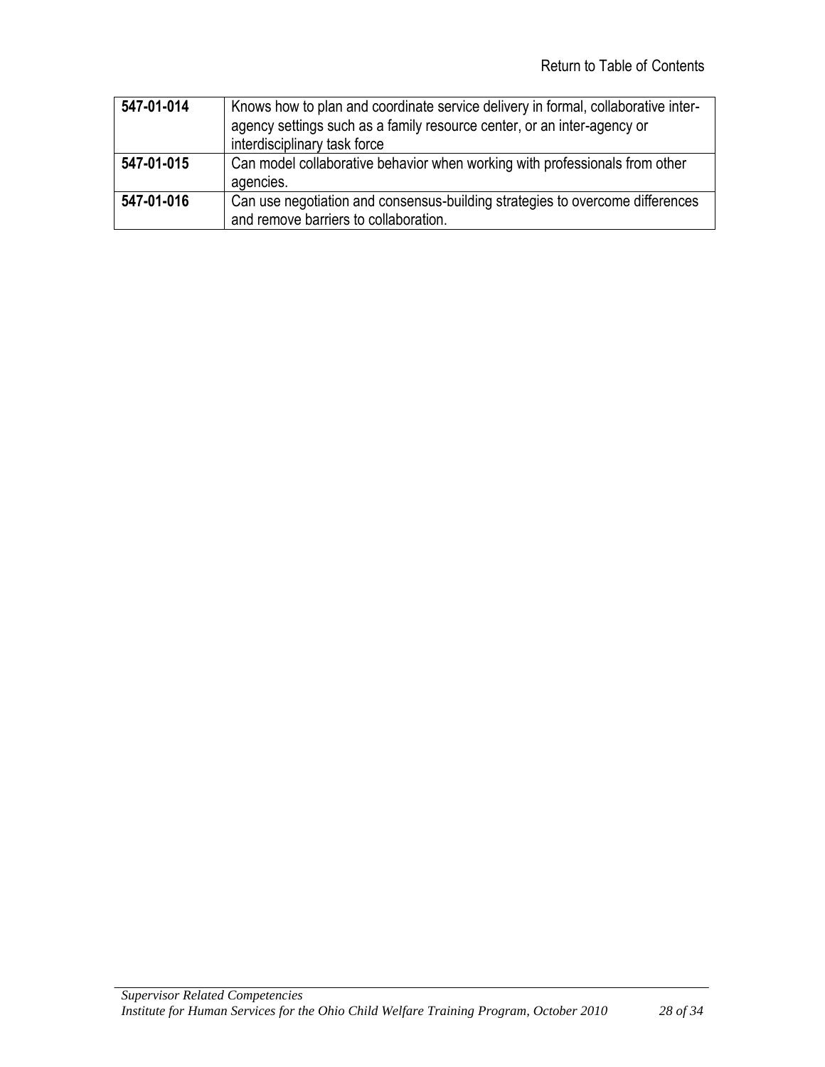Return to Table of Contents

| | |
|---|---|
| **547-01-014** | Knows how to plan and coordinate service delivery in formal, collaborative inter-agency settings such as a family resource center, or an inter-agency or interdisciplinary task force |
| **547-01-015** | Can model collaborative behavior when working with professionals from other agencies. |
| **547-01-016** | Can use negotiation and consensus-building strategies to overcome differences and remove barriers to collaboration. |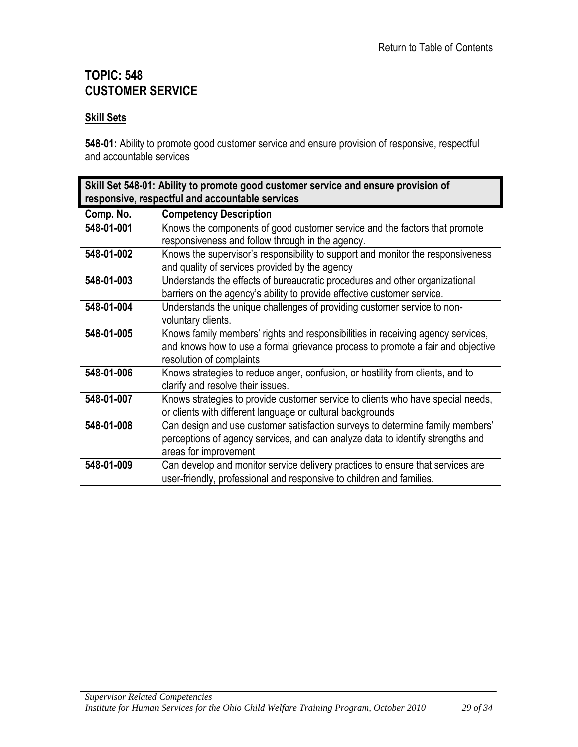Return to Table of Contents

# TOPIC: 548
# CUSTOMER SERVICE

## Skill Sets

**548-01:** Ability to promote good customer service and ensure provision of responsive, respectful and accountable services

| **Skill Set 548-01: Ability to promote good customer service and ensure provision of responsive, respectful and accountable services** | |
|---|---|
| **Comp. No.** | **Competency Description** |
| **548-01-001** | Knows the components of good customer service and the factors that promote responsiveness and follow through in the agency. |
| **548-01-002** | Knows the supervisor's responsibility to support and monitor the responsiveness and quality of services provided by the agency |
| **548-01-003** | Understands the effects of bureaucratic procedures and other organizational barriers on the agency's ability to provide effective customer service. |
| **548-01-004** | Understands the unique challenges of providing customer service to non-voluntary clients. |
| **548-01-005** | Knows family members' rights and responsibilities in receiving agency services, and knows how to use a formal grievance process to promote a fair and objective resolution of complaints |
| **548-01-006** | Knows strategies to reduce anger, confusion, or hostility from clients, and to clarify and resolve their issues. |
| **548-01-007** | Knows strategies to provide customer service to clients who have special needs, or clients with different language or cultural backgrounds |
| **548-01-008** | Can design and use customer satisfaction surveys to determine family members' perceptions of agency services, and can analyze data to identify strengths and areas for improvement |
| **548-01-009** | Can develop and monitor service delivery practices to ensure that services are user-friendly, professional and responsive to children and families. |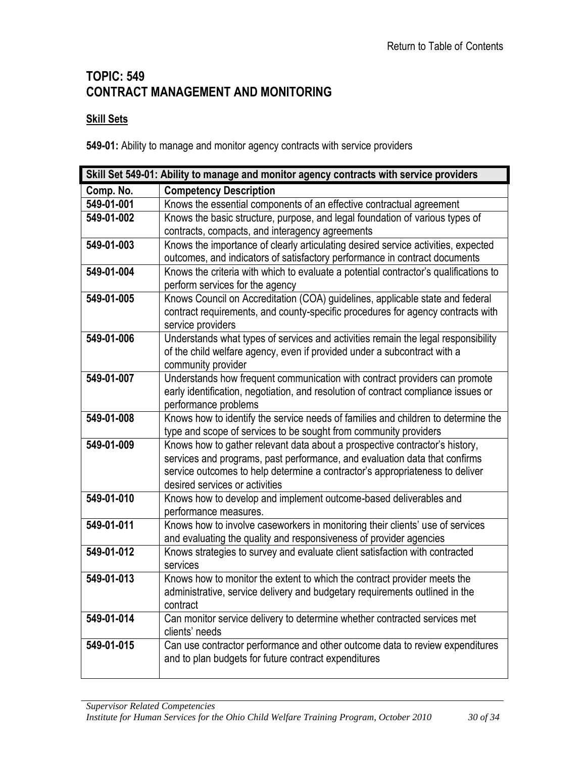Return to Table of Contents

# TOPIC: 549
# CONTRACT MANAGEMENT AND MONITORING

**Skill Sets**

**549-01:** Ability to manage and monitor agency contracts with service providers

| **Skill Set 549-01: Ability to manage and monitor agency contracts with service providers** | |
|---|---|
| **Comp. No.** | **Competency Description** |
| **549-01-001** | Knows the essential components of an effective contractual agreement |
| **549-01-002** | Knows the basic structure, purpose, and legal foundation of various types of contracts, compacts, and interagency agreements |
| **549-01-003** | Knows the importance of clearly articulating desired service activities, expected outcomes, and indicators of satisfactory performance in contract documents |
| **549-01-004** | Knows the criteria with which to evaluate a potential contractor's qualifications to perform services for the agency |
| **549-01-005** | Knows Council on Accreditation (COA) guidelines, applicable state and federal contract requirements, and county-specific procedures for agency contracts with service providers |
| **549-01-006** | Understands what types of services and activities remain the legal responsibility of the child welfare agency, even if provided under a subcontract with a community provider |
| **549-01-007** | Understands how frequent communication with contract providers can promote early identification, negotiation, and resolution of contract compliance issues or performance problems |
| **549-01-008** | Knows how to identify the service needs of families and children to determine the type and scope of services to be sought from community providers |
| **549-01-009** | Knows how to gather relevant data about a prospective contractor's history, services and programs, past performance, and evaluation data that confirms service outcomes to help determine a contractor's appropriateness to deliver desired services or activities |
| **549-01-010** | Knows how to develop and implement outcome-based deliverables and performance measures. |
| **549-01-011** | Knows how to involve caseworkers in monitoring their clients' use of services and evaluating the quality and responsiveness of provider agencies |
| **549-01-012** | Knows strategies to survey and evaluate client satisfaction with contracted services |
| **549-01-013** | Knows how to monitor the extent to which the contract provider meets the administrative, service delivery and budgetary requirements outlined in the contract |
| **549-01-014** | Can monitor service delivery to determine whether contracted services met clients' needs |
| **549-01-015** | Can use contractor performance and other outcome data to review expenditures and to plan budgets for future contract expenditures |

*Supervisor Related Competencies*
*Institute for Human Services for the Ohio Child Welfare Training Program, October 2010*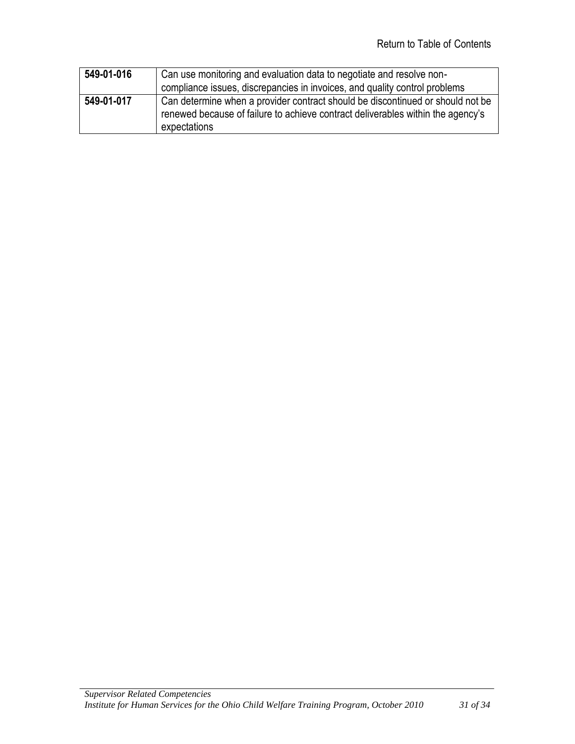Return to Table of Contents

| | |
|---|---|
| **549-01-016** | Can use monitoring and evaluation data to negotiate and resolve non-compliance issues, discrepancies in invoices, and quality control problems |
| **549-01-017** | Can determine when a provider contract should be discontinued or should not be renewed because of failure to achieve contract deliverables within the agency's expectations |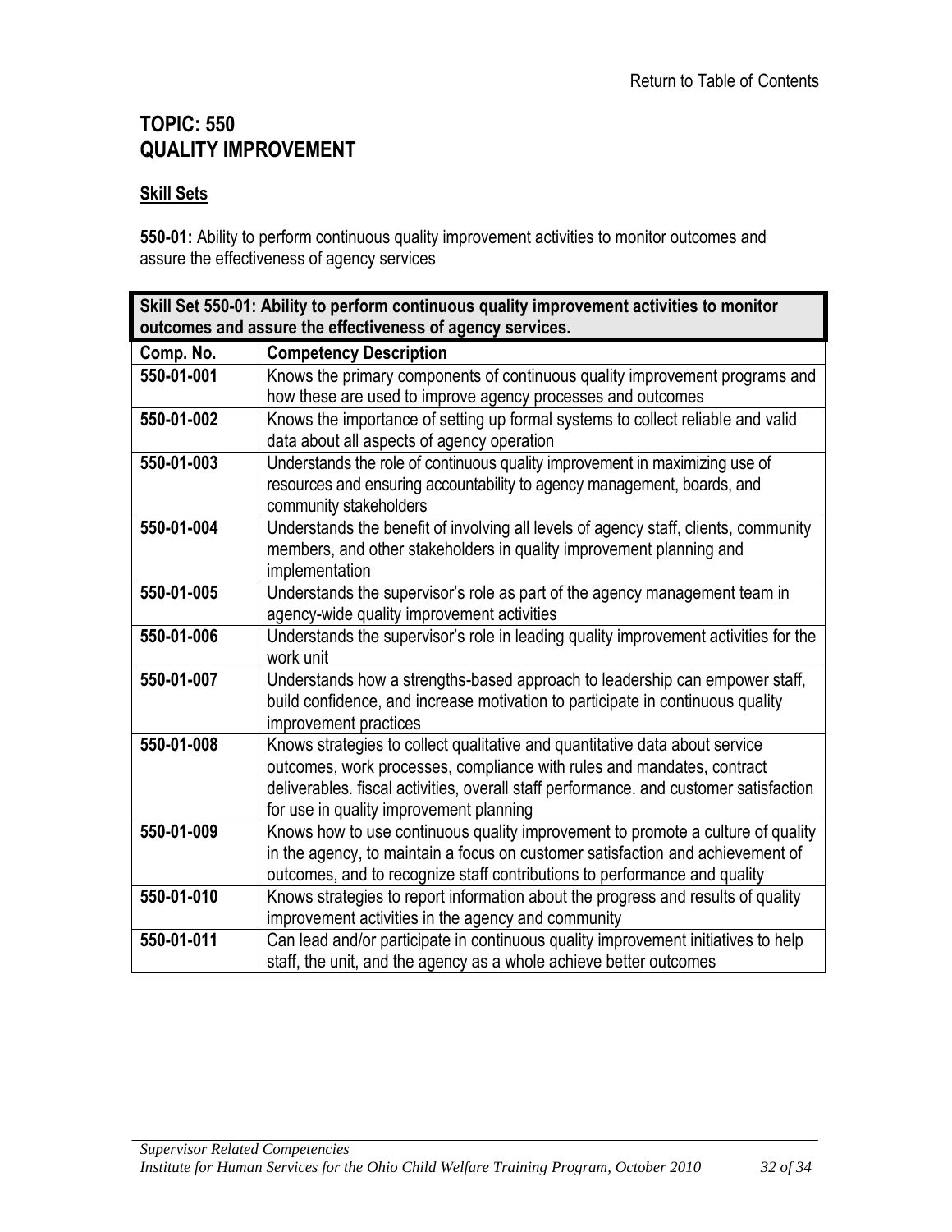Return to Table of Contents

# TOPIC: 550
# QUALITY IMPROVEMENT

**Skill Sets**

**550-01:** Ability to perform continuous quality improvement activities to monitor outcomes and assure the effectiveness of agency services

| **Skill Set 550-01: Ability to perform continuous quality improvement activities to monitor outcomes and assure the effectiveness of agency services.** | |
|---|---|
| **Comp. No.** | **Competency Description** |
| **550-01-001** | Knows the primary components of continuous quality improvement programs and how these are used to improve agency processes and outcomes |
| **550-01-002** | Knows the importance of setting up formal systems to collect reliable and valid data about all aspects of agency operation |
| **550-01-003** | Understands the role of continuous quality improvement in maximizing use of resources and ensuring accountability to agency management, boards, and community stakeholders |
| **550-01-004** | Understands the benefit of involving all levels of agency staff, clients, community members, and other stakeholders in quality improvement planning and implementation |
| **550-01-005** | Understands the supervisor's role as part of the agency management team in agency-wide quality improvement activities |
| **550-01-006** | Understands the supervisor's role in leading quality improvement activities for the work unit |
| **550-01-007** | Understands how a strengths-based approach to leadership can empower staff, build confidence, and increase motivation to participate in continuous quality improvement practices |
| **550-01-008** | Knows strategies to collect qualitative and quantitative data about service outcomes, work processes, compliance with rules and mandates, contract deliverables. fiscal activities, overall staff performance. and customer satisfaction for use in quality improvement planning |
| **550-01-009** | Knows how to use continuous quality improvement to promote a culture of quality in the agency, to maintain a focus on customer satisfaction and achievement of outcomes, and to recognize staff contributions to performance and quality |
| **550-01-010** | Knows strategies to report information about the progress and results of quality improvement activities in the agency and community |
| **550-01-011** | Can lead and/or participate in continuous quality improvement initiatives to help staff, the unit, and the agency as a whole achieve better outcomes |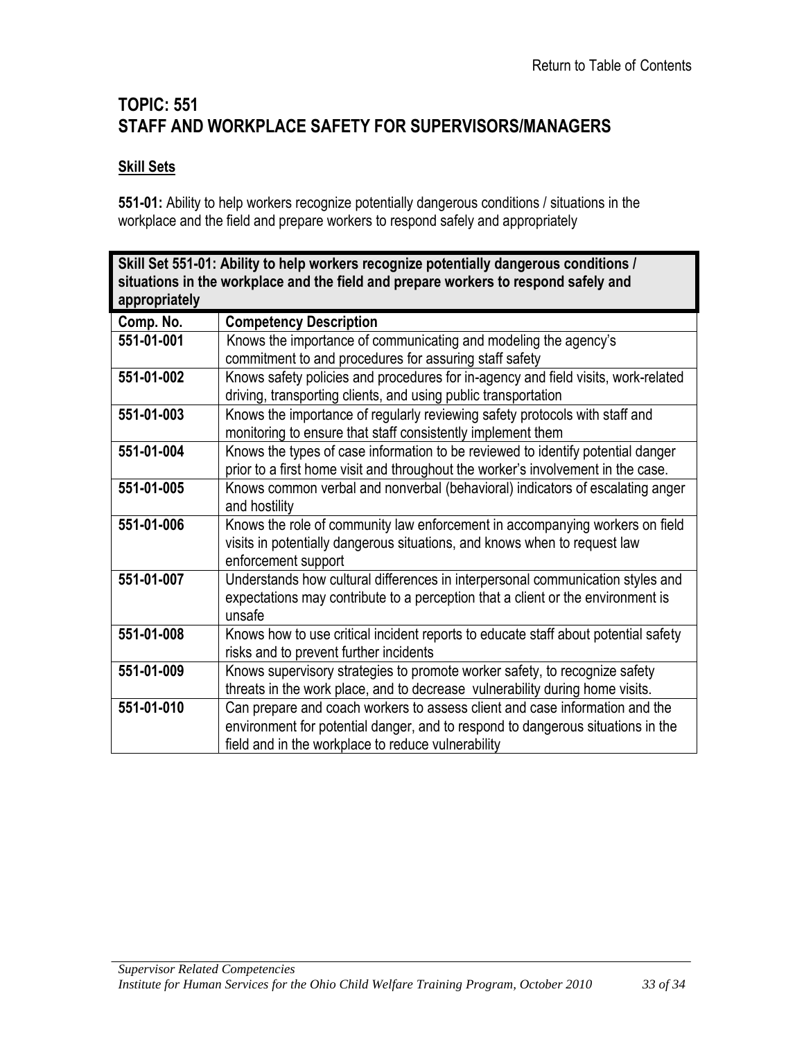Return to Table of Contents

# TOPIC: 551
# STAFF AND WORKPLACE SAFETY FOR SUPERVISORS/MANAGERS

## Skill Sets

**551-01:** Ability to help workers recognize potentially dangerous conditions / situations in the workplace and the field and prepare workers to respond safely and appropriately

| **Skill Set 551-01: Ability to help workers recognize potentially dangerous conditions / situations in the workplace and the field and prepare workers to respond safely and appropriately** | |
|---|---|
| **Comp. No.** | **Competency Description** |
| **551-01-001** | Knows the importance of communicating and modeling the agency's commitment to and procedures for assuring staff safety |
| **551-01-002** | Knows safety policies and procedures for in-agency and field visits, work-related driving, transporting clients, and using public transportation |
| **551-01-003** | Knows the importance of regularly reviewing safety protocols with staff and monitoring to ensure that staff consistently implement them |
| **551-01-004** | Knows the types of case information to be reviewed to identify potential danger prior to a first home visit and throughout the worker's involvement in the case. |
| **551-01-005** | Knows common verbal and nonverbal (behavioral) indicators of escalating anger and hostility |
| **551-01-006** | Knows the role of community law enforcement in accompanying workers on field visits in potentially dangerous situations, and knows when to request law enforcement support |
| **551-01-007** | Understands how cultural differences in interpersonal communication styles and expectations may contribute to a perception that a client or the environment is unsafe |
| **551-01-008** | Knows how to use critical incident reports to educate staff about potential safety risks and to prevent further incidents |
| **551-01-009** | Knows supervisory strategies to promote worker safety, to recognize safety threats in the work place, and to decrease vulnerability during home visits. |
| **551-01-010** | Can prepare and coach workers to assess client and case information and the environment for potential danger, and to respond to dangerous situations in the field and in the workplace to reduce vulnerability |

*Supervisor Related Competencies*
*Institute for Human Services for the Ohio Child Welfare Training Program, October 2010*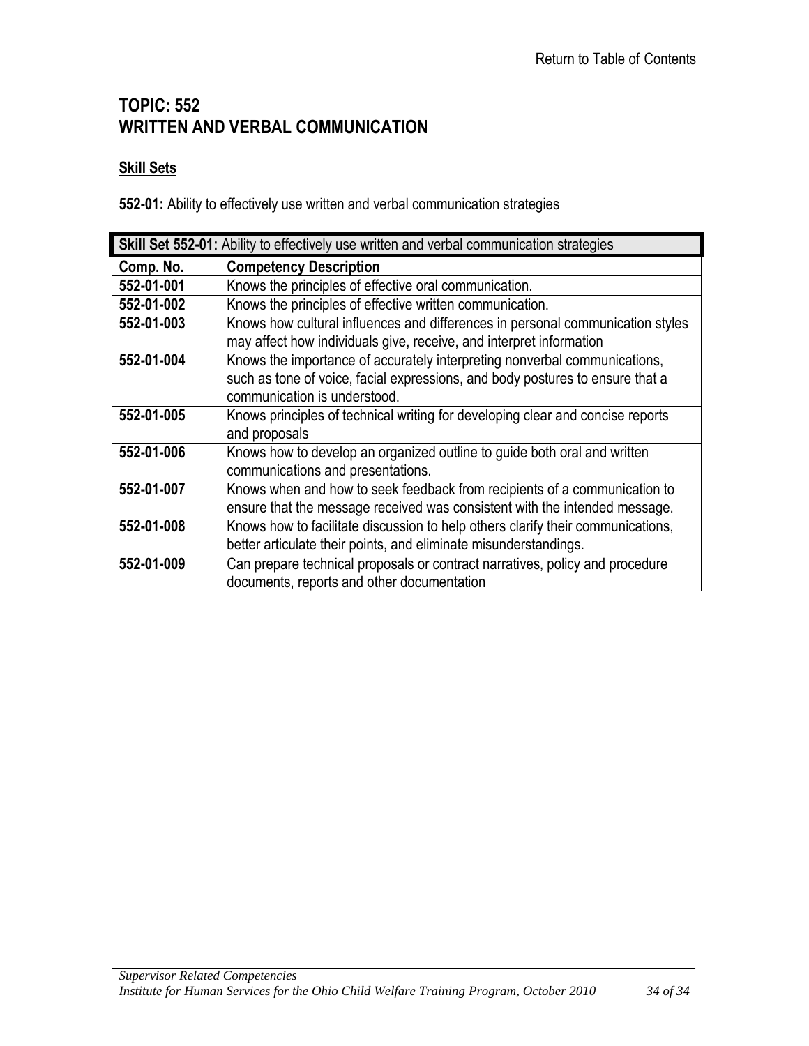Return to Table of Contents

# TOPIC: 552
# WRITTEN AND VERBAL COMMUNICATION

**Skill Sets**

**552-01:** Ability to effectively use written and verbal communication strategies

| **Skill Set 552-01:** Ability to effectively use written and verbal communication strategies | |
|---|---|
| **Comp. No.** | **Competency Description** |
| **552-01-001** | Knows the principles of effective oral communication. |
| **552-01-002** | Knows the principles of effective written communication. |
| **552-01-003** | Knows how cultural influences and differences in personal communication styles may affect how individuals give, receive, and interpret information |
| **552-01-004** | Knows the importance of accurately interpreting nonverbal communications, such as tone of voice, facial expressions, and body postures to ensure that a communication is understood. |
| **552-01-005** | Knows principles of technical writing for developing clear and concise reports and proposals |
| **552-01-006** | Knows how to develop an organized outline to guide both oral and written communications and presentations. |
| **552-01-007** | Knows when and how to seek feedback from recipients of a communication to ensure that the message received was consistent with the intended message. |
| **552-01-008** | Knows how to facilitate discussion to help others clarify their communications, better articulate their points, and eliminate misunderstandings. |
| **552-01-009** | Can prepare technical proposals or contract narratives, policy and procedure documents, reports and other documentation |